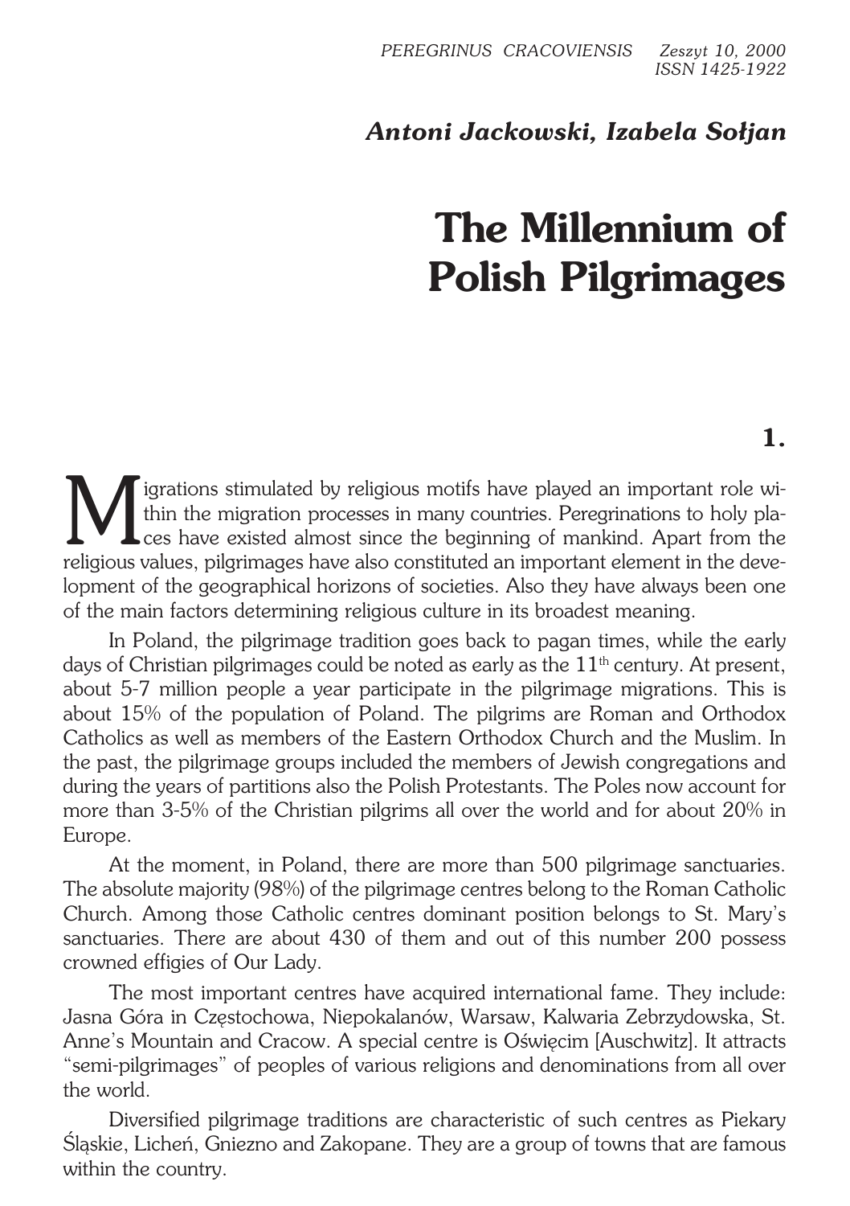*Antoni Jackowski, Izabela Sołjan*

# The Millennium of Polish Pilgrimages

## 1.

Migrations stimulated by religious motifs have played an important role within the migration processes in many countries. Peregrinations to holy places have existed almost since the beginning of mankind. Apart from the religious values, pilgrimages have also constituted an important element in the development of the geographical horizons of societies. Also they have always been one of the main factors determining religious culture in its broadest meaning.

In Poland, the pilgrimage tradition goes back to pagan times, while the early days of Christian pilgrimages could be noted as early as the $11^{th}$ century. At present, about 5-7 million people a year participate in the pilgrimage migrations. This is about 15% of the population of Poland. The pilgrims are Roman and Orthodox Catholics as well as members of the Eastern Orthodox Church and the Muslim. In the past, the pilgrimage groups included the members of Jewish congregations and during the years of partitions also the Polish Protestants. The Poles now account for more than 3-5% of the Christian pilgrims all over the world and for about 20% in Europe.

At the moment, in Poland, there are more than 500 pilgrimage sanctuaries. The absolute majority (98%) of the pilgrimage centres belong to the Roman Catholic Church. Among those Catholic centres dominant position belongs to St. Mary's sanctuaries. There are about 430 of them and out of this number 200 possess crowned effigies of Our Lady.

The most important centres have acquired international fame. They include: Jasna Góra in Częstochowa, Niepokalanów, Warsaw, Kalwaria Zebrzydowska, St. Anne's Mountain and Cracow. A special centre is Oświęcim [Auschwitz]. It attracts "semi-pilgrimages" of peoples of various religions and denominations from all over the world.

Diversified pilgrimage traditions are characteristic of such centres as Piekary Śląskie, Licheń, Gniezno and Zakopane. They are a group of towns that are famous within the country.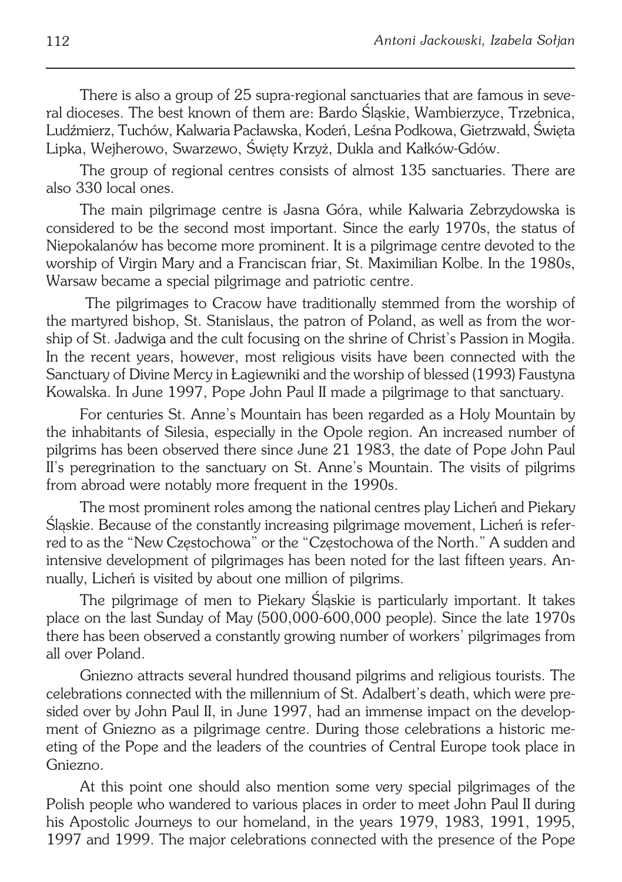There is also a group of 25 supra-regional sanctuaries that are famous in several dioceses. The best known of them are: Bardo Śląskie, Wambierzyce, Trzebnica, Ludźmierz, Tuchów, Kalwaria Pacławska, Kodeń, Leśna Podkowa, Gietrzwałd, Święta Lipka, Wejherowo, Swarzewo, Święty Krzyż, Dukla and Kałków-Gdów.

The group of regional centres consists of almost 135 sanctuaries. There are also 330 local ones.

The main pilgrimage centre is Jasna Góra, while Kalwaria Zebrzydowska is considered to be the second most important. Since the early 1970s, the status of Niepokalanów has become more prominent. It is a pilgrimage centre devoted to the worship of Virgin Mary and a Franciscan friar, St. Maximilian Kolbe. In the 1980s, Warsaw became a special pilgrimage and patriotic centre.

The pilgrimages to Cracow have traditionally stemmed from the worship of the martyred bishop, St. Stanislaus, the patron of Poland, as well as from the worship of St. Jadwiga and the cult focusing on the shrine of Christ's Passion in Mogiła. In the recent years, however, most religious visits have been connected with the Sanctuary of Divine Mercy in Łagiewniki and the worship of blessed (1993) Faustyna Kowalska. In June 1997, Pope John Paul II made a pilgrimage to that sanctuary.

For centuries St. Anne's Mountain has been regarded as a Holy Mountain by the inhabitants of Silesia, especially in the Opole region. An increased number of pilgrims has been observed there since June 21 1983, the date of Pope John Paul II's peregrination to the sanctuary on St. Anne's Mountain. The visits of pilgrims from abroad were notably more frequent in the 1990s.

The most prominent roles among the national centres play Licheń and Piekary Śląskie. Because of the constantly increasing pilgrimage movement, Licheń is referred to as the "New Częstochowa" or the "Częstochowa of the North." A sudden and intensive development of pilgrimages has been noted for the last fifteen years. Annually, Licheń is visited by about one million of pilgrims.

The pilgrimage of men to Piekary Śląskie is particularly important. It takes place on the last Sunday of May (500,000-600,000 people). Since the late 1970s there has been observed a constantly growing number of workers' pilgrimages from all over Poland.

Gniezno attracts several hundred thousand pilgrims and religious tourists. The celebrations connected with the millennium of St. Adalbert's death, which were presided over by John Paul II, in June 1997, had an immense impact on the development of Gniezno as a pilgrimage centre. During those celebrations a historic meeting of the Pope and the leaders of the countries of Central Europe took place in Gniezno.

At this point one should also mention some very special pilgrimages of the Polish people who wandered to various places in order to meet John Paul II during his Apostolic Journeys to our homeland, in the years 1979, 1983, 1991, 1995, 1997 and 1999. The major celebrations connected with the presence of the Pope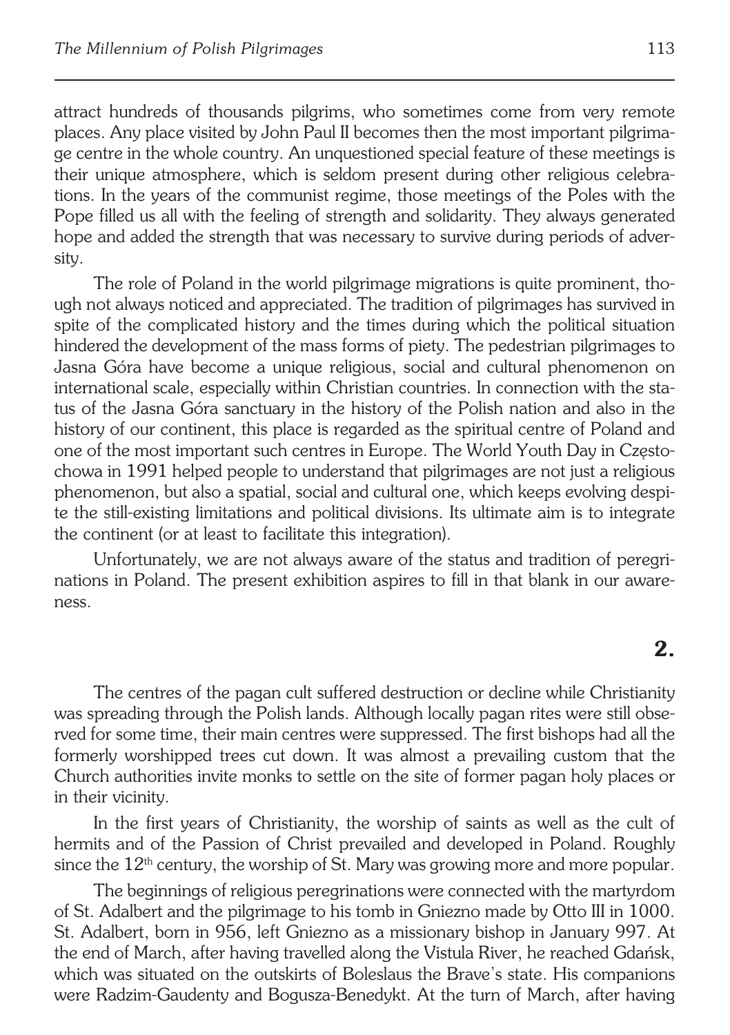attract hundreds of thousands pilgrims, who sometimes come from very remote places. Any place visited by John Paul II becomes then the most important pilgrimage centre in the whole country. An unquestioned special feature of these meetings is their unique atmosphere, which is seldom present during other religious celebrations. In the years of the communist regime, those meetings of the Poles with the Pope filled us all with the feeling of strength and solidarity. They always generated hope and added the strength that was necessary to survive during periods of adversity.

The role of Poland in the world pilgrimage migrations is quite prominent, though not always noticed and appreciated. The tradition of pilgrimages has survived in spite of the complicated history and the times during which the political situation hindered the development of the mass forms of piety. The pedestrian pilgrimages to Jasna Góra have become a unique religious, social and cultural phenomenon on international scale, especially within Christian countries. In connection with the status of the Jasna Góra sanctuary in the history of the Polish nation and also in the history of our continent, this place is regarded as the spiritual centre of Poland and one of the most important such centres in Europe. The World Youth Day in Częstochowa in 1991 helped people to understand that pilgrimages are not just a religious phenomenon, but also a spatial, social and cultural one, which keeps evolving despite the still-existing limitations and political divisions. Its ultimate aim is to integrate the continent (or at least to facilitate this integration).

Unfortunately, we are not always aware of the status and tradition of peregrinations in Poland. The present exhibition aspires to fill in that blank in our awareness.

## 2.

The centres of the pagan cult suffered destruction or decline while Christianity was spreading through the Polish lands. Although locally pagan rites were still observed for some time, their main centres were suppressed. The first bishops had all the formerly worshipped trees cut down. It was almost a prevailing custom that the Church authorities invite monks to settle on the site of former pagan holy places or in their vicinity.

In the first years of Christianity, the worship of saints as well as the cult of hermits and of the Passion of Christ prevailed and developed in Poland. Roughly since the 12th century, the worship of St. Mary was growing more and more popular.

The beginnings of religious peregrinations were connected with the martyrdom of St. Adalbert and the pilgrimage to his tomb in Gniezno made by Otto III in 1000. St. Adalbert, born in 956, left Gniezno as a missionary bishop in January 997. At the end of March, after having travelled along the Vistula River, he reached Gdańsk, which was situated on the outskirts of Boleslaus the Brave's state. His companions were Radzim-Gaudenty and Bogusza-Benedykt. At the turn of March, after having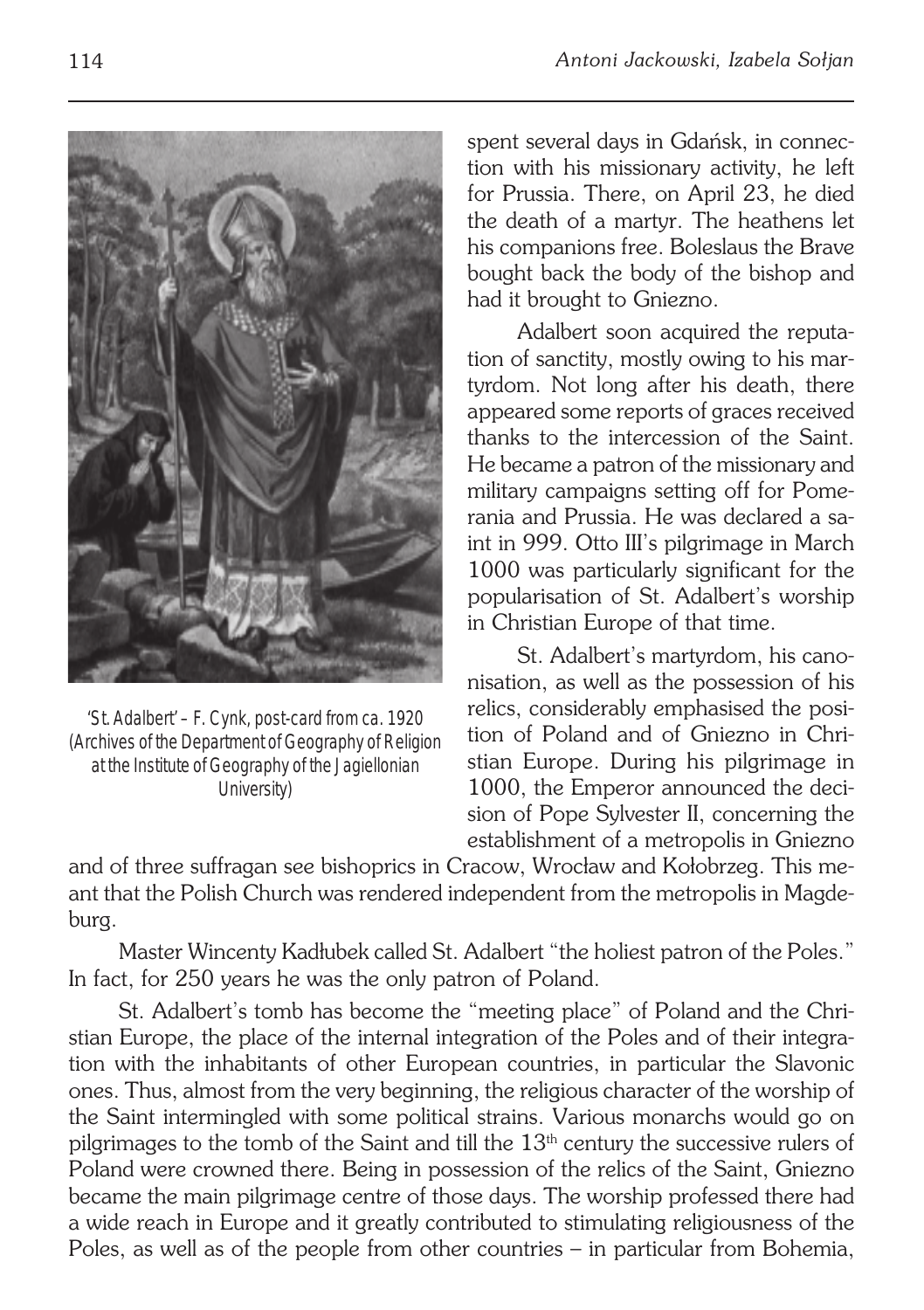'St. Adalbert' – F. Cynk, post-card from ca. 1920 (Archives of the Department of Geography of Religion at the Institute of Geography of the Jagiellonian University)

spent several days in Gdańsk, in connection with his missionary activity, he left for Prussia. There, on April 23, he died the death of a martyr. The heathens let his companions free. Boleslaus the Brave bought back the body of the bishop and had it brought to Gniezno.

Adalbert soon acquired the reputation of sanctity, mostly owing to his martyrdom. Not long after his death, there appeared some reports of graces received thanks to the intercession of the Saint. He became a patron of the missionary and military campaigns setting off for Pomerania and Prussia. He was declared a saint in 999. Otto III's pilgrimage in March 1000 was particularly significant for the popularisation of St. Adalbert's worship in Christian Europe of that time.

St. Adalbert's martyrdom, his canonisation, as well as the possession of his relics, considerably emphasised the position of Poland and of Gniezno in Christian Europe. During his pilgrimage in 1000, the Emperor announced the decision of Pope Sylvester II, concerning the establishment of a metropolis in Gniezno and of three suffragan see bishoprics in Cracow, Wrocław and Kołobrzeg. This meant that the Polish Church was rendered independent from the metropolis in Magdeburg.

Master Wincenty Kadłubek called St. Adalbert "the holiest patron of the Poles." In fact, for 250 years he was the only patron of Poland.

St. Adalbert's tomb has become the "meeting place" of Poland and the Christian Europe, the place of the internal integration of the Poles and of their integration with the inhabitants of other European countries, in particular the Slavonic ones. Thus, almost from the very beginning, the religious character of the worship of the Saint intermingled with some political strains. Various monarchs would go on pilgrimages to the tomb of the Saint and till the 13th century the successive rulers of Poland were crowned there. Being in possession of the relics of the Saint, Gniezno became the main pilgrimage centre of those days. The worship professed there had a wide reach in Europe and it greatly contributed to stimulating religiousness of the Poles, as well as of the people from other countries – in particular from Bohemia,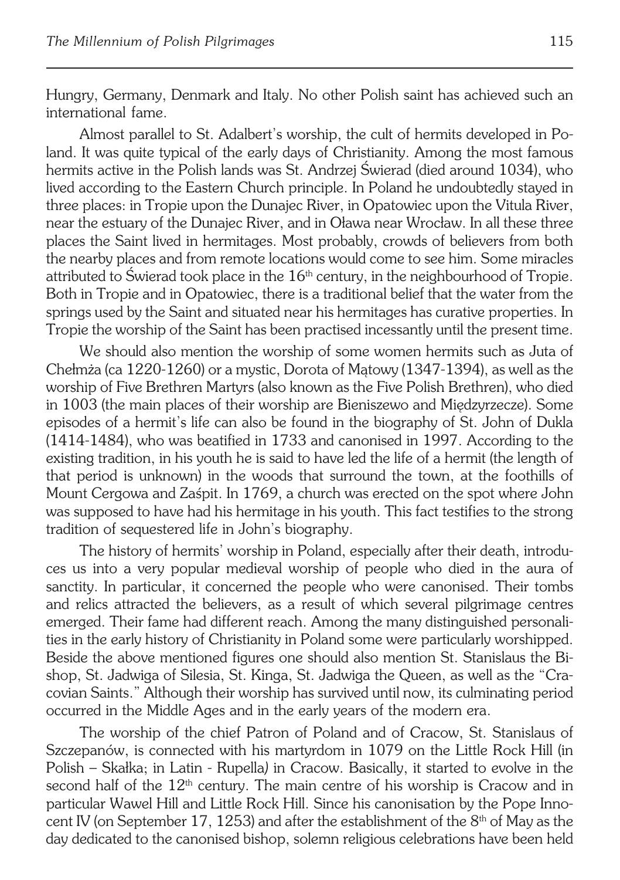Hungry, Germany, Denmark and Italy. No other Polish saint has achieved such an international fame.

Almost parallel to St. Adalbert's worship, the cult of hermits developed in Poland. It was quite typical of the early days of Christianity. Among the most famous hermits active in the Polish lands was St. Andrzej Świerad (died around 1034), who lived according to the Eastern Church principle. In Poland he undoubtedly stayed in three places: in Tropie upon the Dunajec River, in Opatowiec upon the Vitula River, near the estuary of the Dunajec River, and in Oława near Wrocław. In all these three places the Saint lived in hermitages. Most probably, crowds of believers from both the nearby places and from remote locations would come to see him. Some miracles attributed to Świerad took place in the 16th century, in the neighbourhood of Tropie. Both in Tropie and in Opatowiec, there is a traditional belief that the water from the springs used by the Saint and situated near his hermitages has curative properties. In Tropie the worship of the Saint has been practised incessantly until the present time.

We should also mention the worship of some women hermits such as Juta of Chełmża (ca 1220-1260) or a mystic, Dorota of Mątowy (1347-1394), as well as the worship of Five Brethren Martyrs (also known as the Five Polish Brethren), who died in 1003 (the main places of their worship are Bieniszewo and Międzyrzecze). Some episodes of a hermit's life can also be found in the biography of St. John of Dukla (1414-1484), who was beatified in 1733 and canonised in 1997. According to the existing tradition, in his youth he is said to have led the life of a hermit (the length of that period is unknown) in the woods that surround the town, at the foothills of Mount Cergowa and Zaśpit. In 1769, a church was erected on the spot where John was supposed to have had his hermitage in his youth. This fact testifies to the strong tradition of sequestered life in John's biography.

The history of hermits' worship in Poland, especially after their death, introduces us into a very popular medieval worship of people who died in the aura of sanctity. In particular, it concerned the people who were canonised. Their tombs and relics attracted the believers, as a result of which several pilgrimage centres emerged. Their fame had different reach. Among the many distinguished personalities in the early history of Christianity in Poland some were particularly worshipped. Beside the above mentioned figures one should also mention St. Stanislaus the Bishop, St. Jadwiga of Silesia, St. Kinga, St. Jadwiga the Queen, as well as the "Cracovian Saints." Although their worship has survived until now, its culminating period occurred in the Middle Ages and in the early years of the modern era.

The worship of the chief Patron of Poland and of Cracow, St. Stanislaus of Szczepanów, is connected with his martyrdom in 1079 on the Little Rock Hill (in Polish – Skałka; in Latin - Rupella*)* in Cracow. Basically, it started to evolve in the second half of the 12th century. The main centre of his worship is Cracow and in particular Wawel Hill and Little Rock Hill. Since his canonisation by the Pope Innocent IV (on September 17, 1253) and after the establishment of the 8th of May as the day dedicated to the canonised bishop, solemn religious celebrations have been held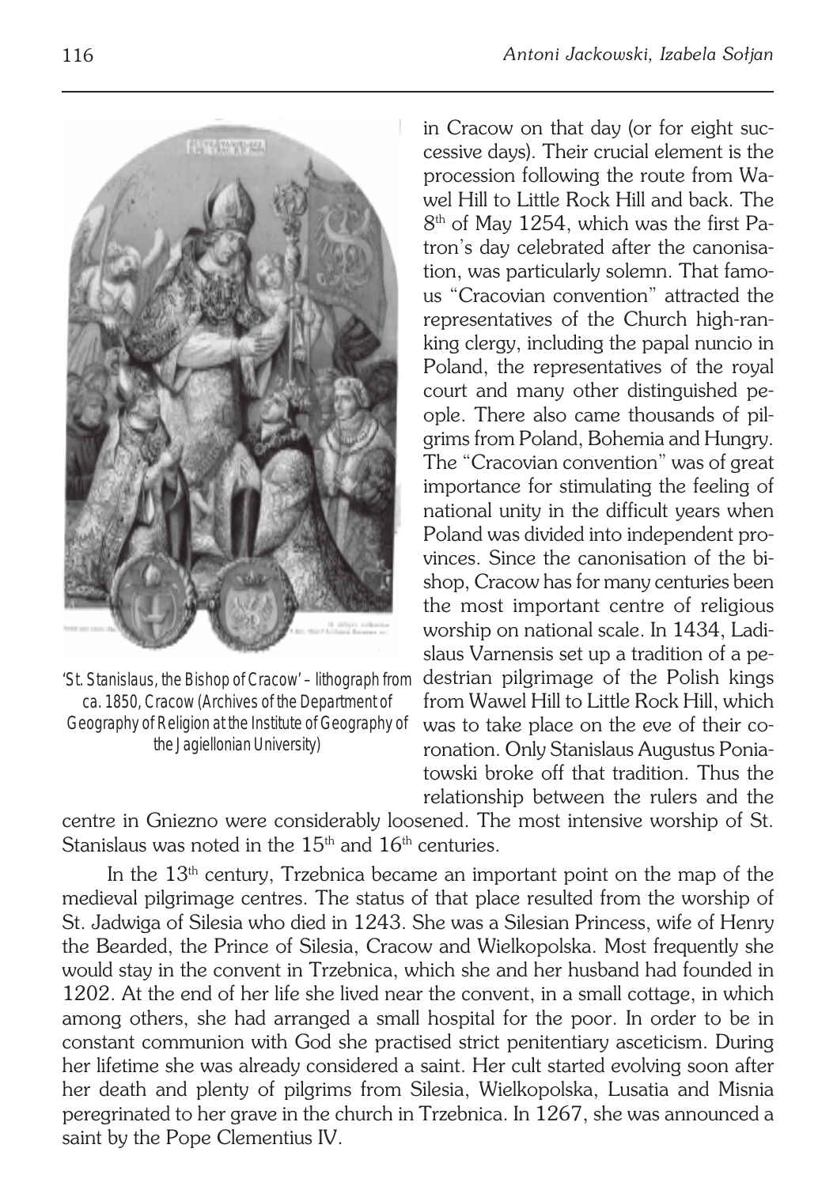in Cracow on that day (or for eight successive days). Their crucial element is the procession following the route from Wawel Hill to Little Rock Hill and back. The 8th of May 1254, which was the first Patron's day celebrated after the canonisation, was particularly solemn. That famous "Cracovian convention" attracted the representatives of the Church high-ranking clergy, including the papal nuncio in Poland, the representatives of the royal court and many other distinguished people. There also came thousands of pilgrims from Poland, Bohemia and Hungry. The "Cracovian convention" was of great importance for stimulating the feeling of national unity in the difficult years when Poland was divided into independent provinces. Since the canonisation of the bishop, Cracow has for many centuries been the most important centre of religious worship on national scale. In 1434, Ladislaus Varnensis set up a tradition of a pedestrian pilgrimage of the Polish kings from Wawel Hill to Little Rock Hill, which was to take place on the eve of their coronation. Only Stanislaus Augustus Poniatowski broke off that tradition. Thus the relationship between the rulers and the centre in Gniezno were considerably loosened. The most intensive worship of St. Stanislaus was noted in the 15th and 16th centuries.

'St. Stanislaus, the Bishop of Cracow' – lithograph from ca. 1850, Cracow (Archives of the Department of Geography of Religion at the Institute of Geography of the Jagiellonian University)

In the 13th century, Trzebnica became an important point on the map of the medieval pilgrimage centres. The status of that place resulted from the worship of St. Jadwiga of Silesia who died in 1243. She was a Silesian Princess, wife of Henry the Bearded, the Prince of Silesia, Cracow and Wielkopolska. Most frequently she would stay in the convent in Trzebnica, which she and her husband had founded in 1202. At the end of her life she lived near the convent, in a small cottage, in which among others, she had arranged a small hospital for the poor. In order to be in constant communion with God she practised strict penitentiary asceticism. During her lifetime she was already considered a saint. Her cult started evolving soon after her death and plenty of pilgrims from Silesia, Wielkopolska, Lusatia and Misnia peregrinated to her grave in the church in Trzebnica. In 1267, she was announced a saint by the Pope Clementius IV.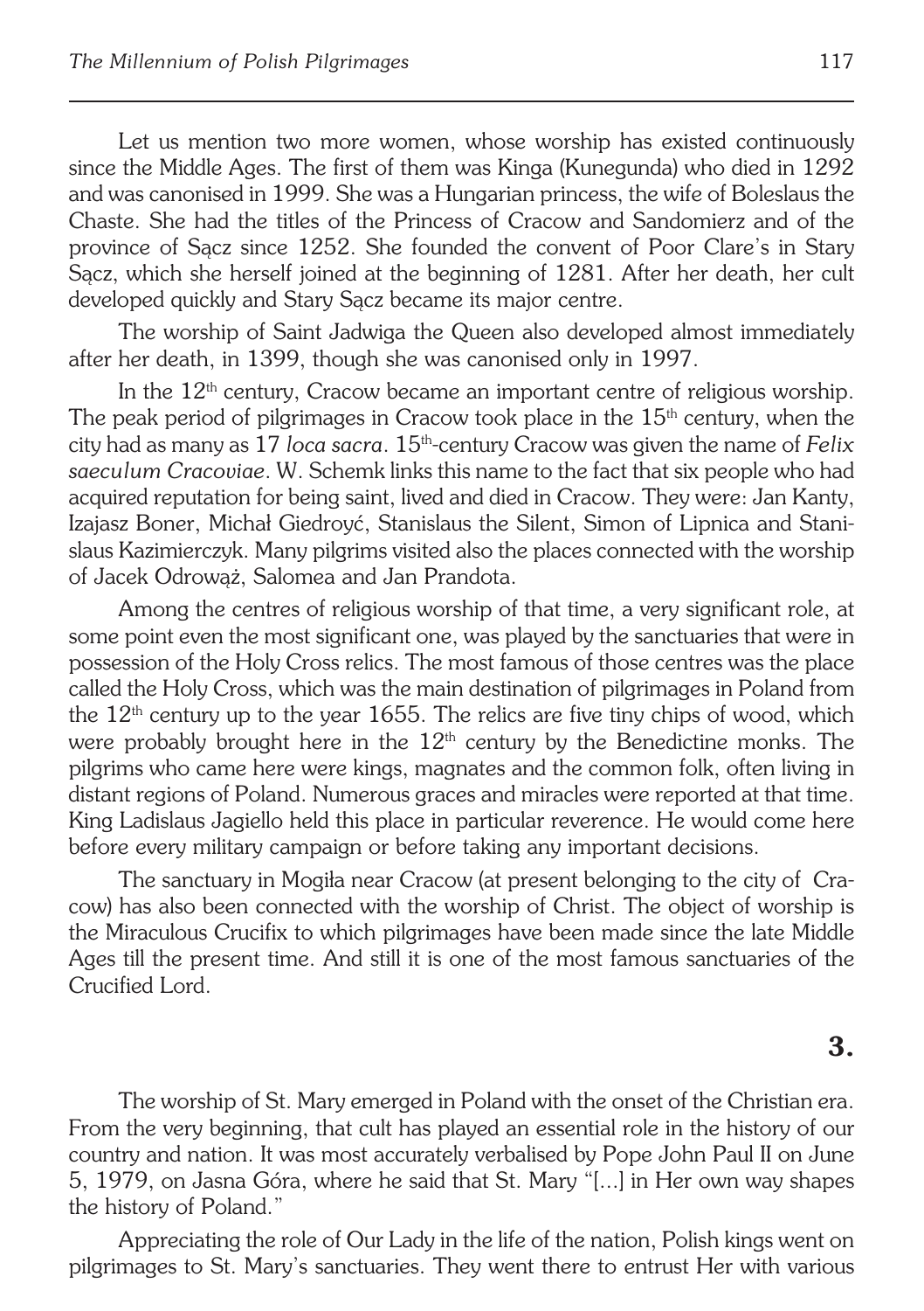Let us mention two more women, whose worship has existed continuously since the Middle Ages. The first of them was Kinga (Kunegunda) who died in 1292 and was canonised in 1999. She was a Hungarian princess, the wife of Boleslaus the Chaste. She had the titles of the Princess of Cracow and Sandomierz and of the province of Sącz since 1252. She founded the convent of Poor Clare's in Stary Sącz, which she herself joined at the beginning of 1281. After her death, her cult developed quickly and Stary Sącz became its major centre.

The worship of Saint Jadwiga the Queen also developed almost immediately after her death, in 1399, though she was canonised only in 1997.

In the 12th century, Cracow became an important centre of religious worship. The peak period of pilgrimages in Cracow took place in the 15th century, when the city had as many as 17 *loca sacra*. 15th-century Cracow was given the name of *Felix saeculum Cracoviae*. W. Schemk links this name to the fact that six people who had acquired reputation for being saint, lived and died in Cracow. They were: Jan Kanty, Izajasz Boner, Michał Giedroyć, Stanislaus the Silent, Simon of Lipnica and Stanislaus Kazimierczyk. Many pilgrims visited also the places connected with the worship of Jacek Odrowąż, Salomea and Jan Prandota.

Among the centres of religious worship of that time, a very significant role, at some point even the most significant one, was played by the sanctuaries that were in possession of the Holy Cross relics. The most famous of those centres was the place called the Holy Cross, which was the main destination of pilgrimages in Poland from the 12th century up to the year 1655. The relics are five tiny chips of wood, which were probably brought here in the 12th century by the Benedictine monks. The pilgrims who came here were kings, magnates and the common folk, often living in distant regions of Poland. Numerous graces and miracles were reported at that time. King Ladislaus Jagiello held this place in particular reverence. He would come here before every military campaign or before taking any important decisions.

The sanctuary in Mogiła near Cracow (at present belonging to the city of Cracow) has also been connected with the worship of Christ. The object of worship is the Miraculous Crucifix to which pilgrimages have been made since the late Middle Ages till the present time. And still it is one of the most famous sanctuaries of the Crucified Lord.

## 3.

The worship of St. Mary emerged in Poland with the onset of the Christian era. From the very beginning, that cult has played an essential role in the history of our country and nation. It was most accurately verbalised by Pope John Paul II on June 5, 1979, on Jasna Góra, where he said that St. Mary "[...] in Her own way shapes the history of Poland."

Appreciating the role of Our Lady in the life of the nation, Polish kings went on pilgrimages to St. Mary's sanctuaries. They went there to entrust Her with various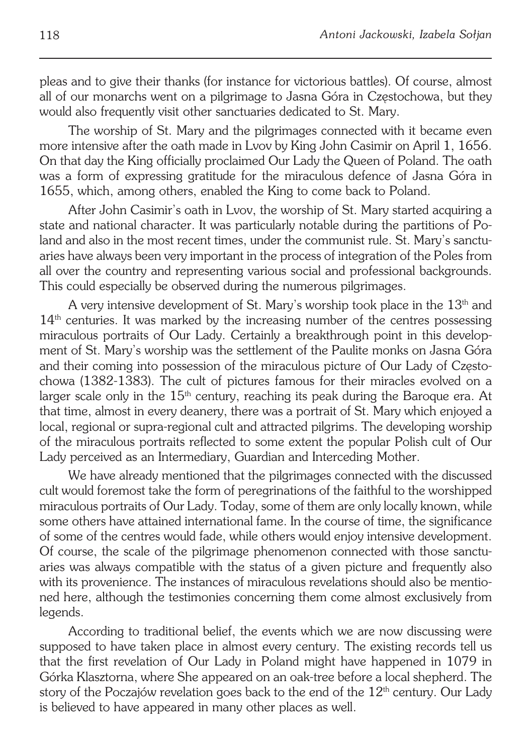pleas and to give their thanks (for instance for victorious battles). Of course, almost all of our monarchs went on a pilgrimage to Jasna Góra in Częstochowa, but they would also frequently visit other sanctuaries dedicated to St. Mary.

The worship of St. Mary and the pilgrimages connected with it became even more intensive after the oath made in Lvov by King John Casimir on April 1, 1656. On that day the King officially proclaimed Our Lady the Queen of Poland. The oath was a form of expressing gratitude for the miraculous defence of Jasna Góra in 1655, which, among others, enabled the King to come back to Poland.

After John Casimir's oath in Lvov, the worship of St. Mary started acquiring a state and national character. It was particularly notable during the partitions of Poland and also in the most recent times, under the communist rule. St. Mary's sanctuaries have always been very important in the process of integration of the Poles from all over the country and representing various social and professional backgrounds. This could especially be observed during the numerous pilgrimages.

A very intensive development of St. Mary's worship took place in the 13th and 14th centuries. It was marked by the increasing number of the centres possessing miraculous portraits of Our Lady. Certainly a breakthrough point in this development of St. Mary's worship was the settlement of the Paulite monks on Jasna Góra and their coming into possession of the miraculous picture of Our Lady of Częstochowa (1382-1383). The cult of pictures famous for their miracles evolved on a larger scale only in the 15th century, reaching its peak during the Baroque era. At that time, almost in every deanery, there was a portrait of St. Mary which enjoyed a local, regional or supra-regional cult and attracted pilgrims. The developing worship of the miraculous portraits reflected to some extent the popular Polish cult of Our Lady perceived as an Intermediary, Guardian and Interceding Mother.

We have already mentioned that the pilgrimages connected with the discussed cult would foremost take the form of peregrinations of the faithful to the worshipped miraculous portraits of Our Lady. Today, some of them are only locally known, while some others have attained international fame. In the course of time, the significance of some of the centres would fade, while others would enjoy intensive development. Of course, the scale of the pilgrimage phenomenon connected with those sanctuaries was always compatible with the status of a given picture and frequently also with its provenience. The instances of miraculous revelations should also be mentioned here, although the testimonies concerning them come almost exclusively from legends.

According to traditional belief, the events which we are now discussing were supposed to have taken place in almost every century. The existing records tell us that the first revelation of Our Lady in Poland might have happened in 1079 in Górka Klasztorna, where She appeared on an oak-tree before a local shepherd. The story of the Poczajów revelation goes back to the end of the 12th century. Our Lady is believed to have appeared in many other places as well.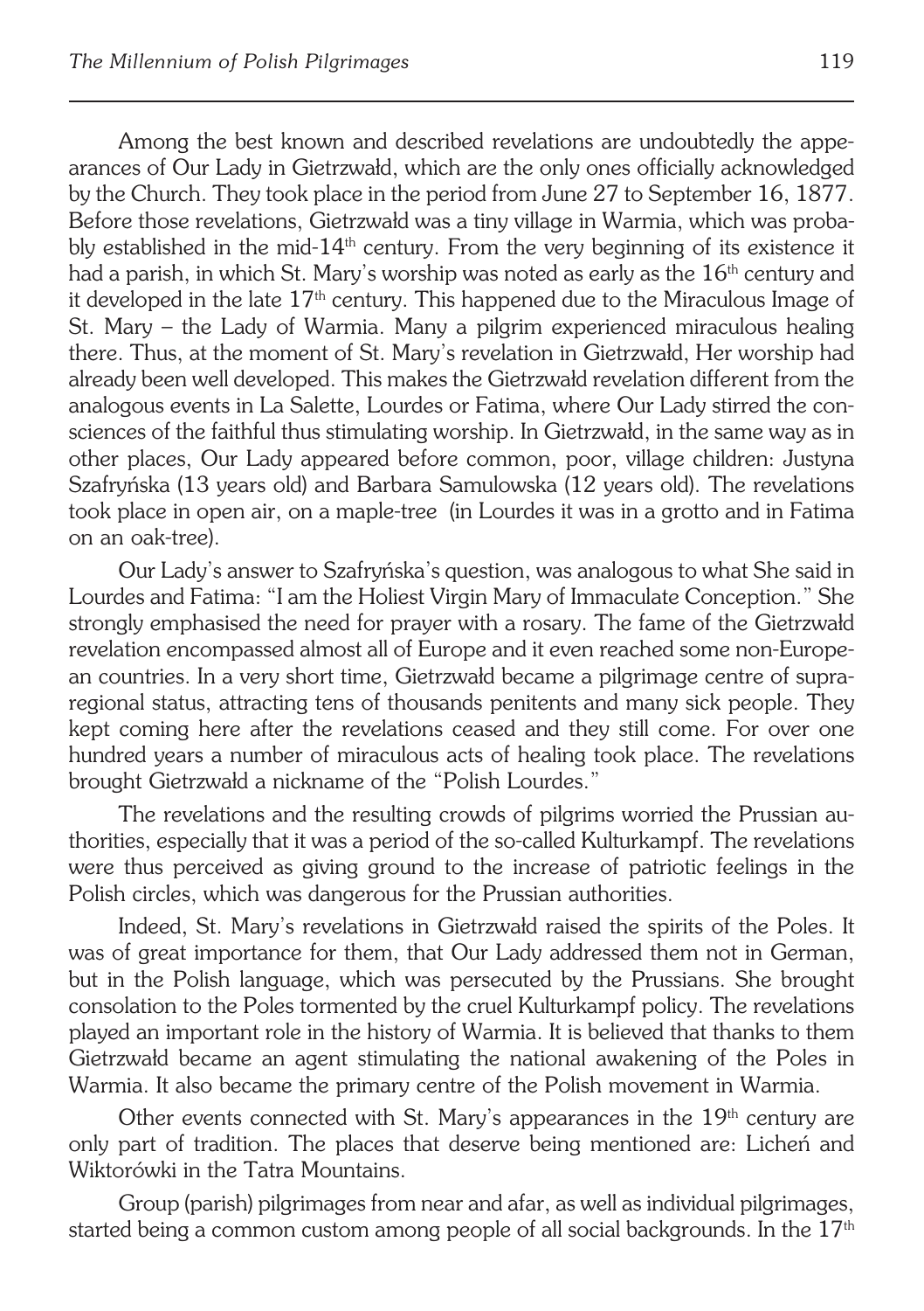Among the best known and described revelations are undoubtedly the appearances of Our Lady in Gietrzwałd, which are the only ones officially acknowledged by the Church. They took place in the period from June 27 to September 16, 1877. Before those revelations, Gietrzwałd was a tiny village in Warmia, which was probably established in the mid-14th century. From the very beginning of its existence it had a parish, in which St. Mary's worship was noted as early as the 16th century and it developed in the late 17th century. This happened due to the Miraculous Image of St. Mary – the Lady of Warmia. Many a pilgrim experienced miraculous healing there. Thus, at the moment of St. Mary's revelation in Gietrzwałd, Her worship had already been well developed. This makes the Gietrzwałd revelation different from the analogous events in La Salette, Lourdes or Fatima, where Our Lady stirred the consciences of the faithful thus stimulating worship. In Gietrzwałd, in the same way as in other places, Our Lady appeared before common, poor, village children: Justyna Szafryńska (13 years old) and Barbara Samulowska (12 years old). The revelations took place in open air, on a maple-tree (in Lourdes it was in a grotto and in Fatima on an oak-tree).

Our Lady's answer to Szafryńska's question, was analogous to what She said in Lourdes and Fatima: "I am the Holiest Virgin Mary of Immaculate Conception." She strongly emphasised the need for prayer with a rosary. The fame of the Gietrzwałd revelation encompassed almost all of Europe and it even reached some non-European countries. In a very short time, Gietrzwałd became a pilgrimage centre of supra-regional status, attracting tens of thousands penitents and many sick people. They kept coming here after the revelations ceased and they still come. For over one hundred years a number of miraculous acts of healing took place. The revelations brought Gietrzwałd a nickname of the "Polish Lourdes."

The revelations and the resulting crowds of pilgrims worried the Prussian authorities, especially that it was a period of the so-called Kulturkampf. The revelations were thus perceived as giving ground to the increase of patriotic feelings in the Polish circles, which was dangerous for the Prussian authorities.

Indeed, St. Mary's revelations in Gietrzwałd raised the spirits of the Poles. It was of great importance for them, that Our Lady addressed them not in German, but in the Polish language, which was persecuted by the Prussians. She brought consolation to the Poles tormented by the cruel Kulturkampf policy. The revelations played an important role in the history of Warmia. It is believed that thanks to them Gietrzwałd became an agent stimulating the national awakening of the Poles in Warmia. It also became the primary centre of the Polish movement in Warmia.

Other events connected with St. Mary's appearances in the 19th century are only part of tradition. The places that deserve being mentioned are: Licheń and Wiktorówki in the Tatra Mountains.

Group (parish) pilgrimages from near and afar, as well as individual pilgrimages, started being a common custom among people of all social backgrounds. In the 17th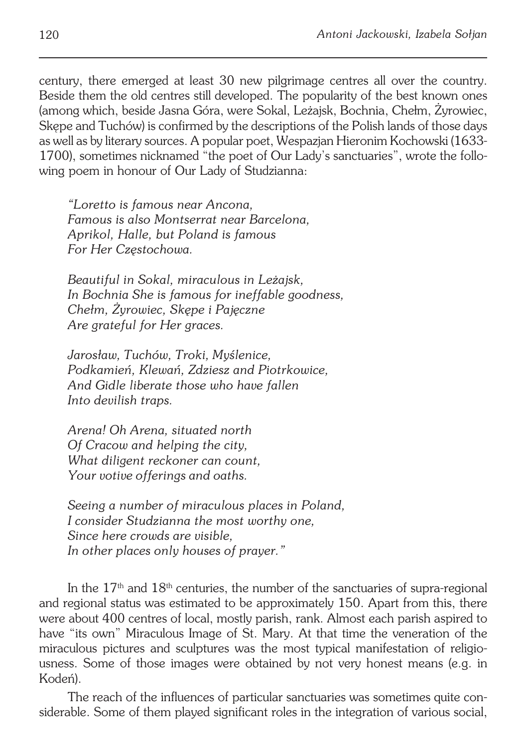century, there emerged at least 30 new pilgrimage centres all over the country. Beside them the old centres still developed. The popularity of the best known ones (among which, beside Jasna Góra, were Sokal, Leżajsk, Bochnia, Chełm, Żyrowiec, Skępe and Tuchów) is confirmed by the descriptions of the Polish lands of those days as well as by literary sources. A popular poet, Wespazjan Hieronim Kochowski (1633-1700), sometimes nicknamed "the poet of Our Lady's sanctuaries", wrote the following poem in honour of Our Lady of Studzianna:

*"Loretto is famous near Ancona,*
*Famous is also Montserrat near Barcelona,*
*Aprikol, Halle, but Poland is famous*
*For Her Częstochowa.*

*Beautiful in Sokal, miraculous in Leżajsk,*
*In Bochnia She is famous for ineffable goodness,*
*Chełm, Żyrowiec, Skępe i Pajęczne*
*Are grateful for Her graces.*

*Jarosław, Tuchów, Troki, Myślenice,*
*Podkamień, Klewań, Zdziesz and Piotrkowice,*
*And Gidle liberate those who have fallen*
*Into devilish traps.*

*Arena! Oh Arena, situated north*
*Of Cracow and helping the city,*
*What diligent reckoner can count,*
*Your votive offerings and oaths.*

*Seeing a number of miraculous places in Poland,*
*I consider Studzianna the most worthy one,*
*Since here crowds are visible,*
*In other places only houses of prayer."*

In the 17th and 18th centuries, the number of the sanctuaries of supra-regional and regional status was estimated to be approximately 150. Apart from this, there were about 400 centres of local, mostly parish, rank. Almost each parish aspired to have "its own" Miraculous Image of St. Mary. At that time the veneration of the miraculous pictures and sculptures was the most typical manifestation of religiousness. Some of those images were obtained by not very honest means (e.g. in Kodeń).

The reach of the influences of particular sanctuaries was sometimes quite considerable. Some of them played significant roles in the integration of various social,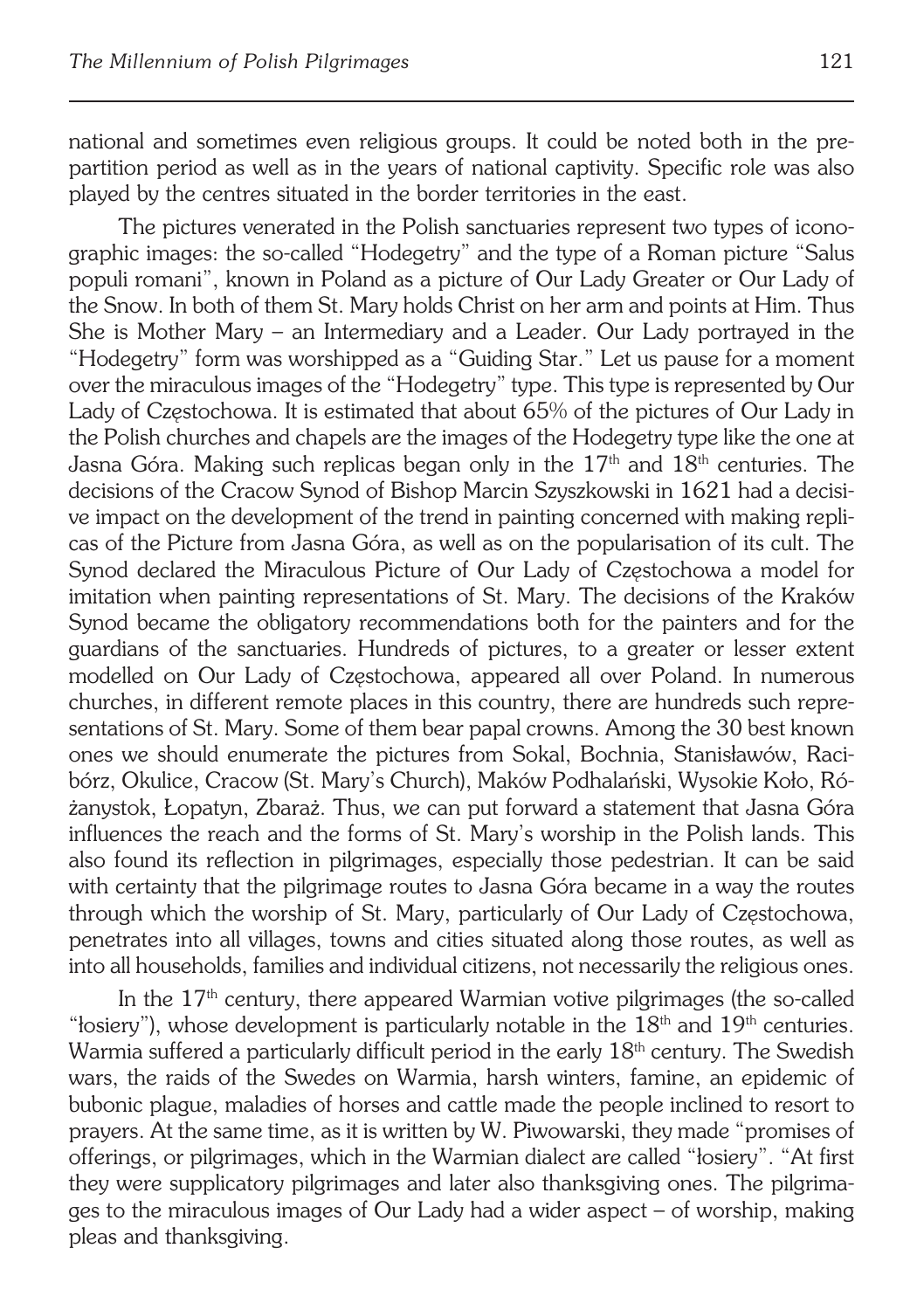national and sometimes even religious groups. It could be noted both in the pre-partition period as well as in the years of national captivity. Specific role was also played by the centres situated in the border territories in the east.

The pictures venerated in the Polish sanctuaries represent two types of iconographic images: the so-called "Hodegetry" and the type of a Roman picture "Salus populi romani", known in Poland as a picture of Our Lady Greater or Our Lady of the Snow. In both of them St. Mary holds Christ on her arm and points at Him. Thus She is Mother Mary – an Intermediary and a Leader. Our Lady portrayed in the "Hodegetry" form was worshipped as a "Guiding Star." Let us pause for a moment over the miraculous images of the "Hodegetry" type. This type is represented by Our Lady of Częstochowa. It is estimated that about 65% of the pictures of Our Lady in the Polish churches and chapels are the images of the Hodegetry type like the one at Jasna Góra. Making such replicas began only in the 17th and 18th centuries. The decisions of the Cracow Synod of Bishop Marcin Szyszkowski in 1621 had a decisive impact on the development of the trend in painting concerned with making replicas of the Picture from Jasna Góra, as well as on the popularisation of its cult. The Synod declared the Miraculous Picture of Our Lady of Częstochowa a model for imitation when painting representations of St. Mary. The decisions of the Kraków Synod became the obligatory recommendations both for the painters and for the guardians of the sanctuaries. Hundreds of pictures, to a greater or lesser extent modelled on Our Lady of Częstochowa, appeared all over Poland. In numerous churches, in different remote places in this country, there are hundreds such representations of St. Mary. Some of them bear papal crowns. Among the 30 best known ones we should enumerate the pictures from Sokal, Bochnia, Stanisławów, Racibórz, Okulice, Cracow (St. Mary's Church), Maków Podhalański, Wysokie Koło, Różanystok, Łopatyn, Zbaraż. Thus, we can put forward a statement that Jasna Góra influences the reach and the forms of St. Mary's worship in the Polish lands. This also found its reflection in pilgrimages, especially those pedestrian. It can be said with certainty that the pilgrimage routes to Jasna Góra became in a way the routes through which the worship of St. Mary, particularly of Our Lady of Częstochowa, penetrates into all villages, towns and cities situated along those routes, as well as into all households, families and individual citizens, not necessarily the religious ones.

In the 17th century, there appeared Warmian votive pilgrimages (the so-called "łosiery"), whose development is particularly notable in the 18th and 19th centuries. Warmia suffered a particularly difficult period in the early 18th century. The Swedish wars, the raids of the Swedes on Warmia, harsh winters, famine, an epidemic of bubonic plague, maladies of horses and cattle made the people inclined to resort to prayers. At the same time, as it is written by W. Piwowarski, they made "promises of offerings, or pilgrimages, which in the Warmian dialect are called "łosiery". "At first they were supplicatory pilgrimages and later also thanksgiving ones. The pilgrimages to the miraculous images of Our Lady had a wider aspect – of worship, making pleas and thanksgiving.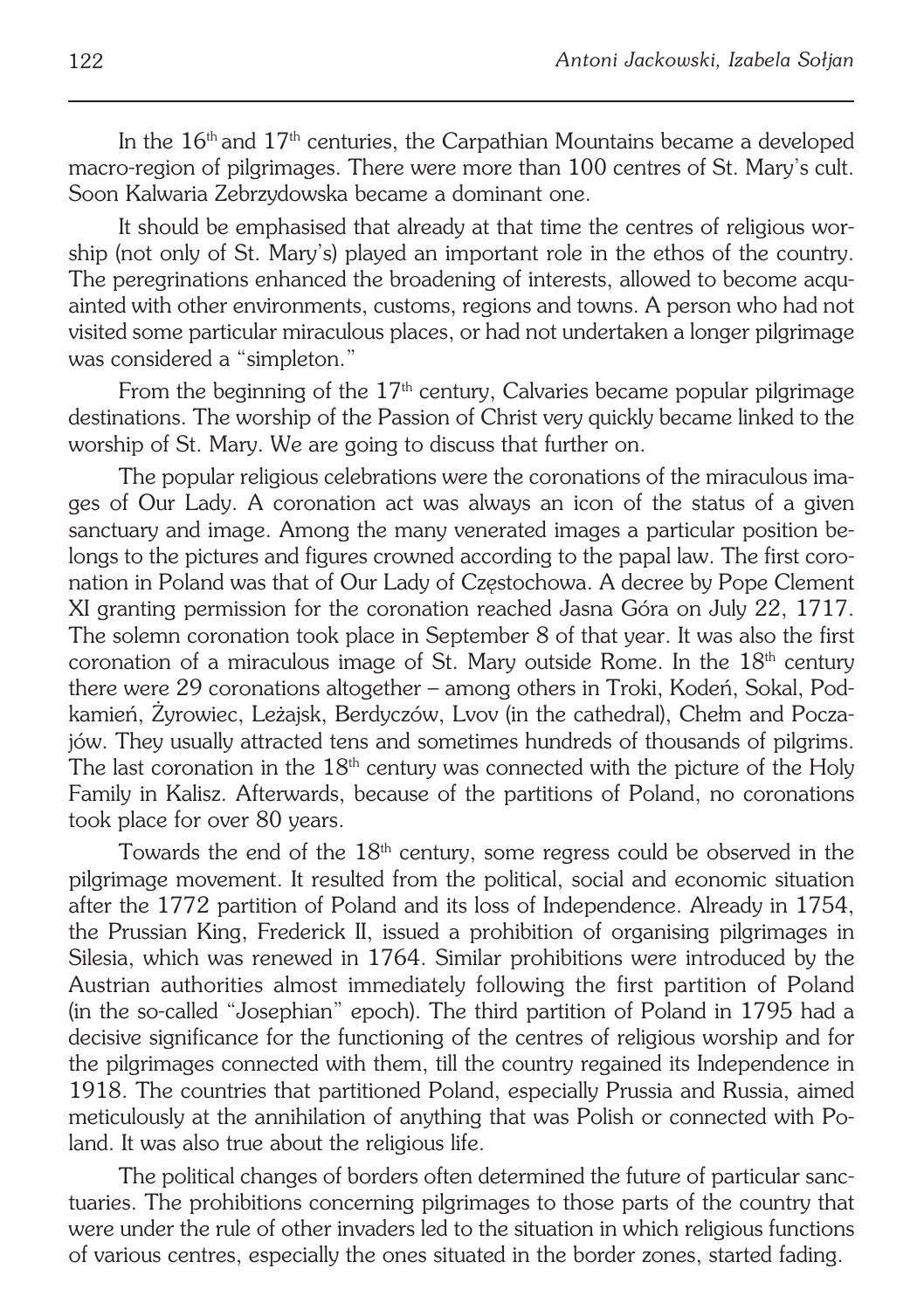In the $16^{th}$ and $17^{th}$ centuries, the Carpathian Mountains became a developed macro-region of pilgrimages. There were more than 100 centres of St. Mary's cult. Soon Kalwaria Zebrzydowska became a dominant one.

It should be emphasised that already at that time the centres of religious worship (not only of St. Mary's) played an important role in the ethos of the country. The peregrinations enhanced the broadening of interests, allowed to become acquainted with other environments, customs, regions and towns. A person who had not visited some particular miraculous places, or had not undertaken a longer pilgrimage was considered a "simpleton."

From the beginning of the $17^{th}$ century, Calvaries became popular pilgrimage destinations. The worship of the Passion of Christ very quickly became linked to the worship of St. Mary. We are going to discuss that further on.

The popular religious celebrations were the coronations of the miraculous images of Our Lady. A coronation act was always an icon of the status of a given sanctuary and image. Among the many venerated images a particular position belongs to the pictures and figures crowned according to the papal law. The first coronation in Poland was that of Our Lady of Częstochowa. A decree by Pope Clement XI granting permission for the coronation reached Jasna Góra on July 22, 1717. The solemn coronation took place in September 8 of that year. It was also the first coronation of a miraculous image of St. Mary outside Rome. In the $18^{th}$ century there were 29 coronations altogether – among others in Troki, Kodeń, Sokal, Podkamień, Żyrowiec, Leżajsk, Berdyczów, Lvov (in the cathedral), Chełm and Poczajów. They usually attracted tens and sometimes hundreds of thousands of pilgrims. The last coronation in the $18^{th}$ century was connected with the picture of the Holy Family in Kalisz. Afterwards, because of the partitions of Poland, no coronations took place for over 80 years.

Towards the end of the $18^{th}$ century, some regress could be observed in the pilgrimage movement. It resulted from the political, social and economic situation after the 1772 partition of Poland and its loss of Independence. Already in 1754, the Prussian King, Frederick II, issued a prohibition of organising pilgrimages in Silesia, which was renewed in 1764. Similar prohibitions were introduced by the Austrian authorities almost immediately following the first partition of Poland (in the so-called "Josephian" epoch). The third partition of Poland in 1795 had a decisive significance for the functioning of the centres of religious worship and for the pilgrimages connected with them, till the country regained its Independence in 1918. The countries that partitioned Poland, especially Prussia and Russia, aimed meticulously at the annihilation of anything that was Polish or connected with Poland. It was also true about the religious life.

The political changes of borders often determined the future of particular sanctuaries. The prohibitions concerning pilgrimages to those parts of the country that were under the rule of other invaders led to the situation in which religious functions of various centres, especially the ones situated in the border zones, started fading.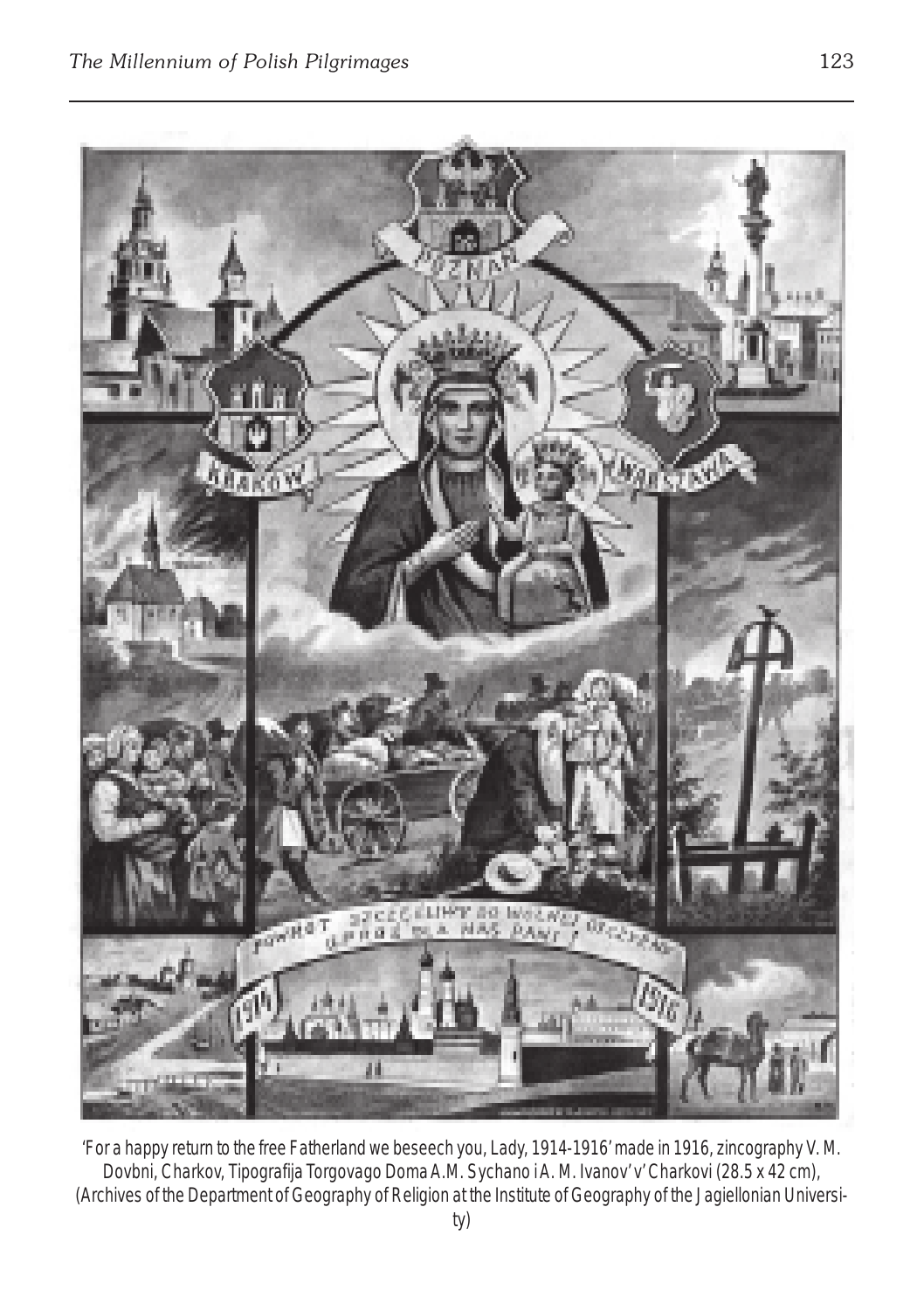'For a happy return to the free Fatherland we beseech you, Lady, 1914-1916' made in 1916, zincography V. M. Dovbni, Charkov, Tipografija Torgovago Doma A.M. Sychano i A. M. Ivanov' v' Charkovi (28.5 x 42 cm), (Archives of the Department of Geography of Religion at the Institute of Geography of the Jagiellonian University)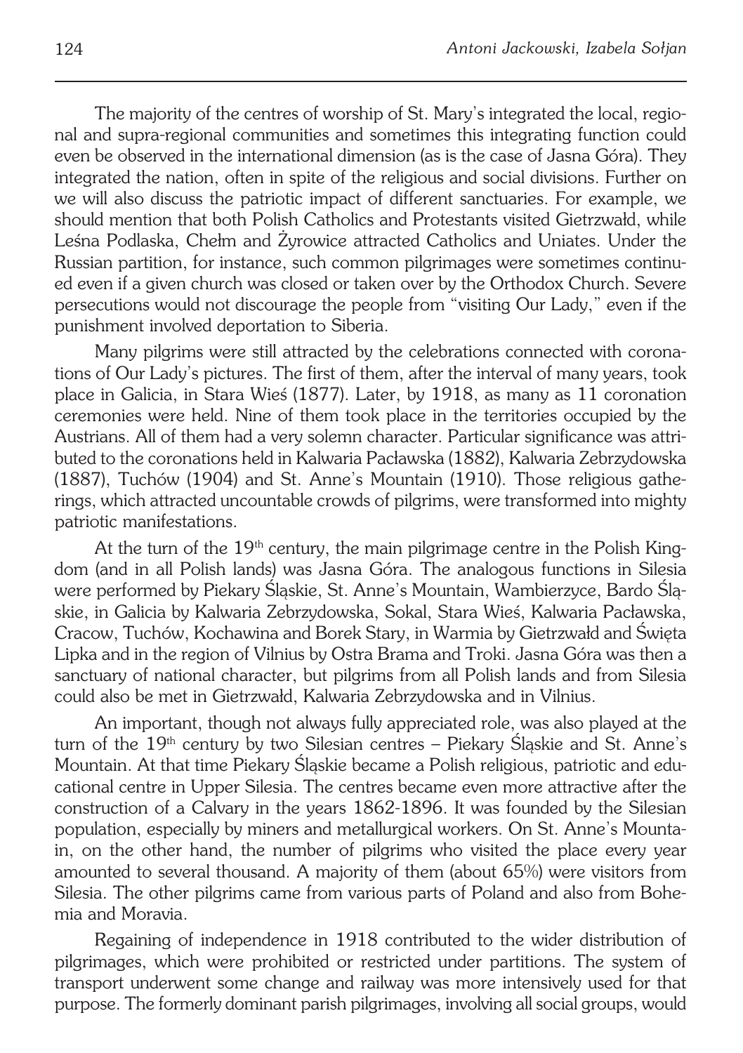The majority of the centres of worship of St. Mary's integrated the local, regional and supra-regional communities and sometimes this integrating function could even be observed in the international dimension (as is the case of Jasna Góra). They integrated the nation, often in spite of the religious and social divisions. Further on we will also discuss the patriotic impact of different sanctuaries. For example, we should mention that both Polish Catholics and Protestants visited Gietrzwałd, while Leśna Podlaska, Chełm and Żyrowice attracted Catholics and Uniates. Under the Russian partition, for instance, such common pilgrimages were sometimes continued even if a given church was closed or taken over by the Orthodox Church. Severe persecutions would not discourage the people from "visiting Our Lady," even if the punishment involved deportation to Siberia.

Many pilgrims were still attracted by the celebrations connected with coronations of Our Lady's pictures. The first of them, after the interval of many years, took place in Galicia, in Stara Wieś (1877). Later, by 1918, as many as 11 coronation ceremonies were held. Nine of them took place in the territories occupied by the Austrians. All of them had a very solemn character. Particular significance was attributed to the coronations held in Kalwaria Pacławska (1882), Kalwaria Zebrzydowska (1887), Tuchów (1904) and St. Anne's Mountain (1910). Those religious gatherings, which attracted uncountable crowds of pilgrims, were transformed into mighty patriotic manifestations.

At the turn of the 19th century, the main pilgrimage centre in the Polish Kingdom (and in all Polish lands) was Jasna Góra. The analogous functions in Silesia were performed by Piekary Śląskie, St. Anne's Mountain, Wambierzyce, Bardo Śląskie, in Galicia by Kalwaria Zebrzydowska, Sokal, Stara Wieś, Kalwaria Pacławska, Cracow, Tuchów, Kochawina and Borek Stary, in Warmia by Gietrzwałd and Święta Lipka and in the region of Vilnius by Ostra Brama and Troki. Jasna Góra was then a sanctuary of national character, but pilgrims from all Polish lands and from Silesia could also be met in Gietrzwałd, Kalwaria Zebrzydowska and in Vilnius.

An important, though not always fully appreciated role, was also played at the turn of the 19th century by two Silesian centres – Piekary Śląskie and St. Anne's Mountain. At that time Piekary Śląskie became a Polish religious, patriotic and educational centre in Upper Silesia. The centres became even more attractive after the construction of a Calvary in the years 1862-1896. It was founded by the Silesian population, especially by miners and metallurgical workers. On St. Anne's Mountain, on the other hand, the number of pilgrims who visited the place every year amounted to several thousand. A majority of them (about 65%) were visitors from Silesia. The other pilgrims came from various parts of Poland and also from Bohemia and Moravia.

Regaining of independence in 1918 contributed to the wider distribution of pilgrimages, which were prohibited or restricted under partitions. The system of transport underwent some change and railway was more intensively used for that purpose. The formerly dominant parish pilgrimages, involving all social groups, would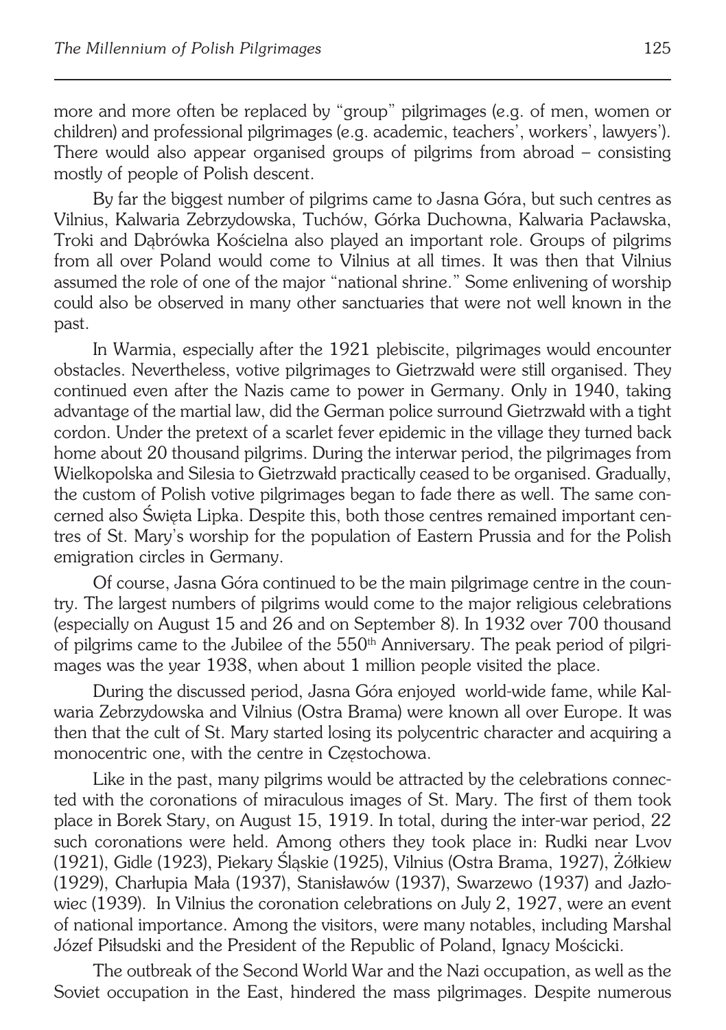more and more often be replaced by "group" pilgrimages (e.g. of men, women or children) and professional pilgrimages (e.g. academic, teachers', workers', lawyers'). There would also appear organised groups of pilgrims from abroad – consisting mostly of people of Polish descent.

By far the biggest number of pilgrims came to Jasna Góra, but such centres as Vilnius, Kalwaria Zebrzydowska, Tuchów, Górka Duchowna, Kalwaria Pacławska, Troki and Dąbrówka Kościelna also played an important role. Groups of pilgrims from all over Poland would come to Vilnius at all times. It was then that Vilnius assumed the role of one of the major "national shrine." Some enlivening of worship could also be observed in many other sanctuaries that were not well known in the past.

In Warmia, especially after the 1921 plebiscite, pilgrimages would encounter obstacles. Nevertheless, votive pilgrimages to Gietrzwałd were still organised. They continued even after the Nazis came to power in Germany. Only in 1940, taking advantage of the martial law, did the German police surround Gietrzwałd with a tight cordon. Under the pretext of a scarlet fever epidemic in the village they turned back home about 20 thousand pilgrims. During the interwar period, the pilgrimages from Wielkopolska and Silesia to Gietrzwałd practically ceased to be organised. Gradually, the custom of Polish votive pilgrimages began to fade there as well. The same concerned also Święta Lipka. Despite this, both those centres remained important centres of St. Mary's worship for the population of Eastern Prussia and for the Polish emigration circles in Germany.

Of course, Jasna Góra continued to be the main pilgrimage centre in the country. The largest numbers of pilgrims would come to the major religious celebrations (especially on August 15 and 26 and on September 8). In 1932 over 700 thousand of pilgrims came to the Jubilee of the 550th Anniversary. The peak period of pilgrimages was the year 1938, when about 1 million people visited the place.

During the discussed period, Jasna Góra enjoyed world-wide fame, while Kalwaria Zebrzydowska and Vilnius (Ostra Brama) were known all over Europe. It was then that the cult of St. Mary started losing its polycentric character and acquiring a monocentric one, with the centre in Częstochowa.

Like in the past, many pilgrims would be attracted by the celebrations connected with the coronations of miraculous images of St. Mary. The first of them took place in Borek Stary, on August 15, 1919. In total, during the inter-war period, 22 such coronations were held. Among others they took place in: Rudki near Lvov (1921), Gidle (1923), Piekary Śląskie (1925), Vilnius (Ostra Brama, 1927), Żółkiew (1929), Charłupia Mała (1937), Stanisławów (1937), Swarzewo (1937) and Jazłowiec (1939). In Vilnius the coronation celebrations on July 2, 1927, were an event of national importance. Among the visitors, were many notables, including Marshal Józef Piłsudski and the President of the Republic of Poland, Ignacy Mościcki.

The outbreak of the Second World War and the Nazi occupation, as well as the Soviet occupation in the East, hindered the mass pilgrimages. Despite numerous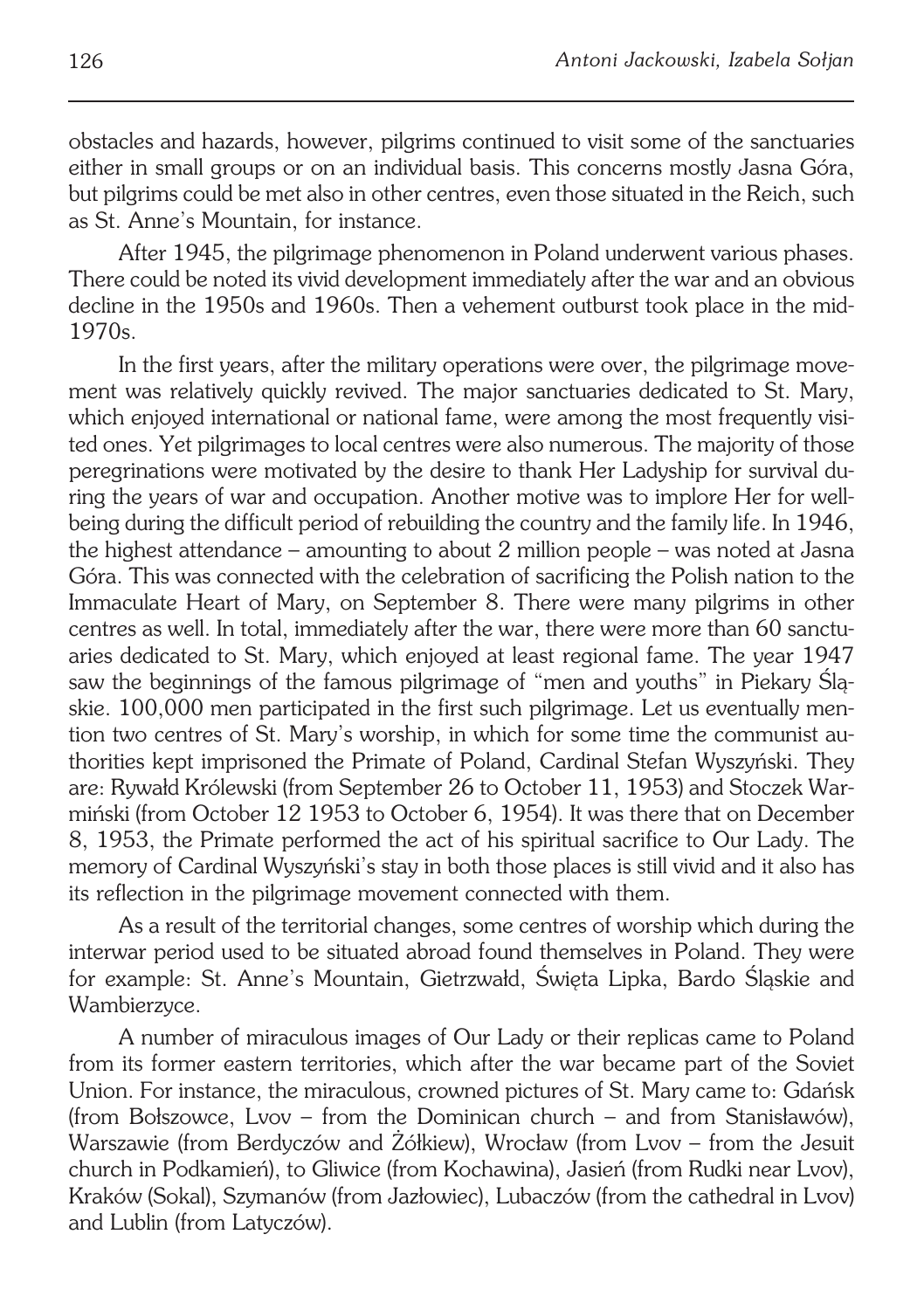obstacles and hazards, however, pilgrims continued to visit some of the sanctuaries either in small groups or on an individual basis. This concerns mostly Jasna Góra, but pilgrims could be met also in other centres, even those situated in the Reich, such as St. Anne's Mountain, for instance.

After 1945, the pilgrimage phenomenon in Poland underwent various phases. There could be noted its vivid development immediately after the war and an obvious decline in the 1950s and 1960s. Then a vehement outburst took place in the mid-1970s.

In the first years, after the military operations were over, the pilgrimage movement was relatively quickly revived. The major sanctuaries dedicated to St. Mary, which enjoyed international or national fame, were among the most frequently visited ones. Yet pilgrimages to local centres were also numerous. The majority of those peregrinations were motivated by the desire to thank Her Ladyship for survival during the years of war and occupation. Another motive was to implore Her for well-being during the difficult period of rebuilding the country and the family life. In 1946, the highest attendance – amounting to about 2 million people – was noted at Jasna Góra. This was connected with the celebration of sacrificing the Polish nation to the Immaculate Heart of Mary, on September 8. There were many pilgrims in other centres as well. In total, immediately after the war, there were more than 60 sanctuaries dedicated to St. Mary, which enjoyed at least regional fame. The year 1947 saw the beginnings of the famous pilgrimage of "men and youths" in Piekary Śląskie. 100,000 men participated in the first such pilgrimage. Let us eventually mention two centres of St. Mary's worship, in which for some time the communist authorities kept imprisoned the Primate of Poland, Cardinal Stefan Wyszyński. They are: Rywałd Królewski (from September 26 to October 11, 1953) and Stoczek Warmiński (from October 12 1953 to October 6, 1954). It was there that on December 8, 1953, the Primate performed the act of his spiritual sacrifice to Our Lady. The memory of Cardinal Wyszyński's stay in both those places is still vivid and it also has its reflection in the pilgrimage movement connected with them.

As a result of the territorial changes, some centres of worship which during the interwar period used to be situated abroad found themselves in Poland. They were for example: St. Anne's Mountain, Gietrzwałd, Święta Lipka, Bardo Śląskie and Wambierzyce.

A number of miraculous images of Our Lady or their replicas came to Poland from its former eastern territories, which after the war became part of the Soviet Union. For instance, the miraculous, crowned pictures of St. Mary came to: Gdańsk (from Bołszowce, Lvov – from the Dominican church – and from Stanisławów), Warszawie (from Berdyczów and Żółkiew), Wrocław (from Lvov – from the Jesuit church in Podkamień), to Gliwice (from Kochawina), Jasień (from Rudki near Lvov), Kraków (Sokal), Szymanów (from Jazłowiec), Lubaczów (from the cathedral in Lvov) and Lublin (from Latyczów).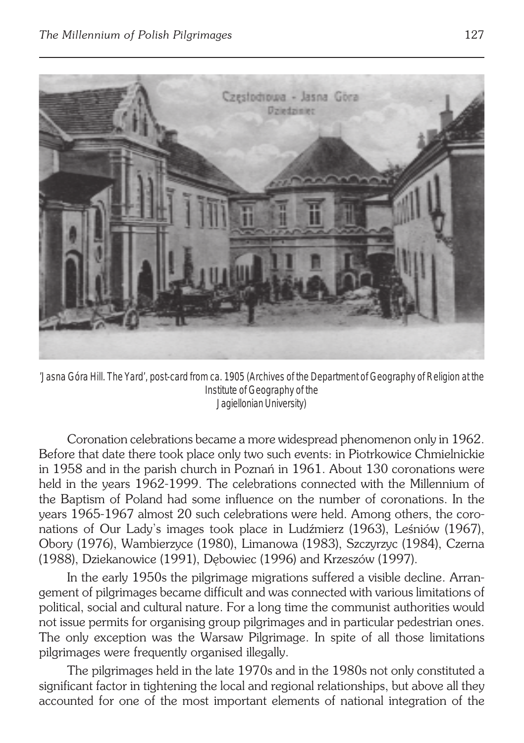'Jasna Góra Hill. The Yard', post-card from ca. 1905 (Archives of the Department of Geography of Religion at the Institute of Geography of the Jagiellonian University)

Coronation celebrations became a more widespread phenomenon only in 1962. Before that date there took place only two such events: in Piotrkowice Chmielnickie in 1958 and in the parish church in Poznań in 1961. About 130 coronations were held in the years 1962-1999. The celebrations connected with the Millennium of the Baptism of Poland had some influence on the number of coronations. In the years 1965-1967 almost 20 such celebrations were held. Among others, the coronations of Our Lady's images took place in Ludźmierz (1963), Leśniów (1967), Obory (1976), Wambierzyce (1980), Limanowa (1983), Szczyrzyc (1984), Czerna (1988), Dziekanowice (1991), Dębowiec (1996) and Krzeszów (1997).

In the early 1950s the pilgrimage migrations suffered a visible decline. Arrangement of pilgrimages became difficult and was connected with various limitations of political, social and cultural nature. For a long time the communist authorities would not issue permits for organising group pilgrimages and in particular pedestrian ones. The only exception was the Warsaw Pilgrimage. In spite of all those limitations pilgrimages were frequently organised illegally.

The pilgrimages held in the late 1970s and in the 1980s not only constituted a significant factor in tightening the local and regional relationships, but above all they accounted for one of the most important elements of national integration of the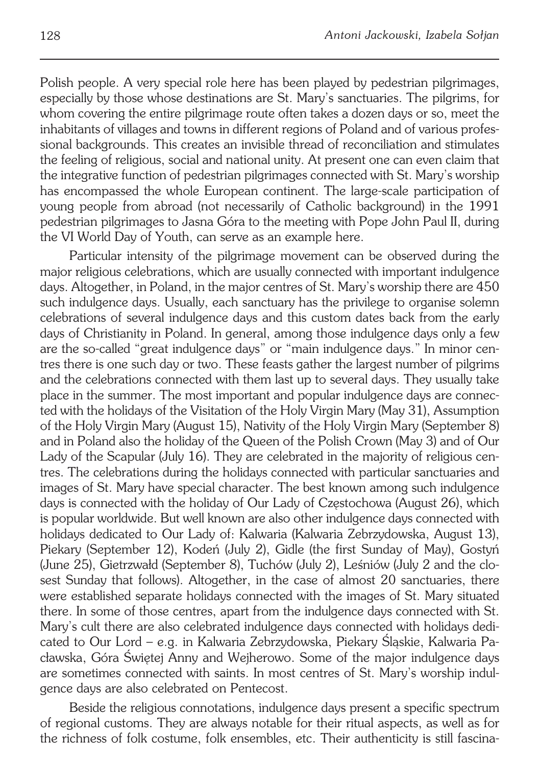Polish people. A very special role here has been played by pedestrian pilgrimages, especially by those whose destinations are St. Mary's sanctuaries. The pilgrims, for whom covering the entire pilgrimage route often takes a dozen days or so, meet the inhabitants of villages and towns in different regions of Poland and of various professional backgrounds. This creates an invisible thread of reconciliation and stimulates the feeling of religious, social and national unity. At present one can even claim that the integrative function of pedestrian pilgrimages connected with St. Mary's worship has encompassed the whole European continent. The large-scale participation of young people from abroad (not necessarily of Catholic background) in the 1991 pedestrian pilgrimages to Jasna Góra to the meeting with Pope John Paul II, during the VI World Day of Youth, can serve as an example here.

Particular intensity of the pilgrimage movement can be observed during the major religious celebrations, which are usually connected with important indulgence days. Altogether, in Poland, in the major centres of St. Mary's worship there are 450 such indulgence days. Usually, each sanctuary has the privilege to organise solemn celebrations of several indulgence days and this custom dates back from the early days of Christianity in Poland. In general, among those indulgence days only a few are the so-called "great indulgence days" or "main indulgence days." In minor centres there is one such day or two. These feasts gather the largest number of pilgrims and the celebrations connected with them last up to several days. They usually take place in the summer. The most important and popular indulgence days are connected with the holidays of the Visitation of the Holy Virgin Mary (May 31), Assumption of the Holy Virgin Mary (August 15), Nativity of the Holy Virgin Mary (September 8) and in Poland also the holiday of the Queen of the Polish Crown (May 3) and of Our Lady of the Scapular (July 16). They are celebrated in the majority of religious centres. The celebrations during the holidays connected with particular sanctuaries and images of St. Mary have special character. The best known among such indulgence days is connected with the holiday of Our Lady of Częstochowa (August 26), which is popular worldwide. But well known are also other indulgence days connected with holidays dedicated to Our Lady of: Kalwaria (Kalwaria Zebrzydowska, August 13), Piekary (September 12), Kodeń (July 2), Gidle (the first Sunday of May), Gostyń (June 25), Gietrzwałd (September 8), Tuchów (July 2), Leśniów (July 2 and the closest Sunday that follows). Altogether, in the case of almost 20 sanctuaries, there were established separate holidays connected with the images of St. Mary situated there. In some of those centres, apart from the indulgence days connected with St. Mary's cult there are also celebrated indulgence days connected with holidays dedicated to Our Lord – e.g. in Kalwaria Zebrzydowska, Piekary Śląskie, Kalwaria Pacławska, Góra Świętej Anny and Wejherowo. Some of the major indulgence days are sometimes connected with saints. In most centres of St. Mary's worship indulgence days are also celebrated on Pentecost.

Beside the religious connotations, indulgence days present a specific spectrum of regional customs. They are always notable for their ritual aspects, as well as for the richness of folk costume, folk ensembles, etc. Their authenticity is still fascina-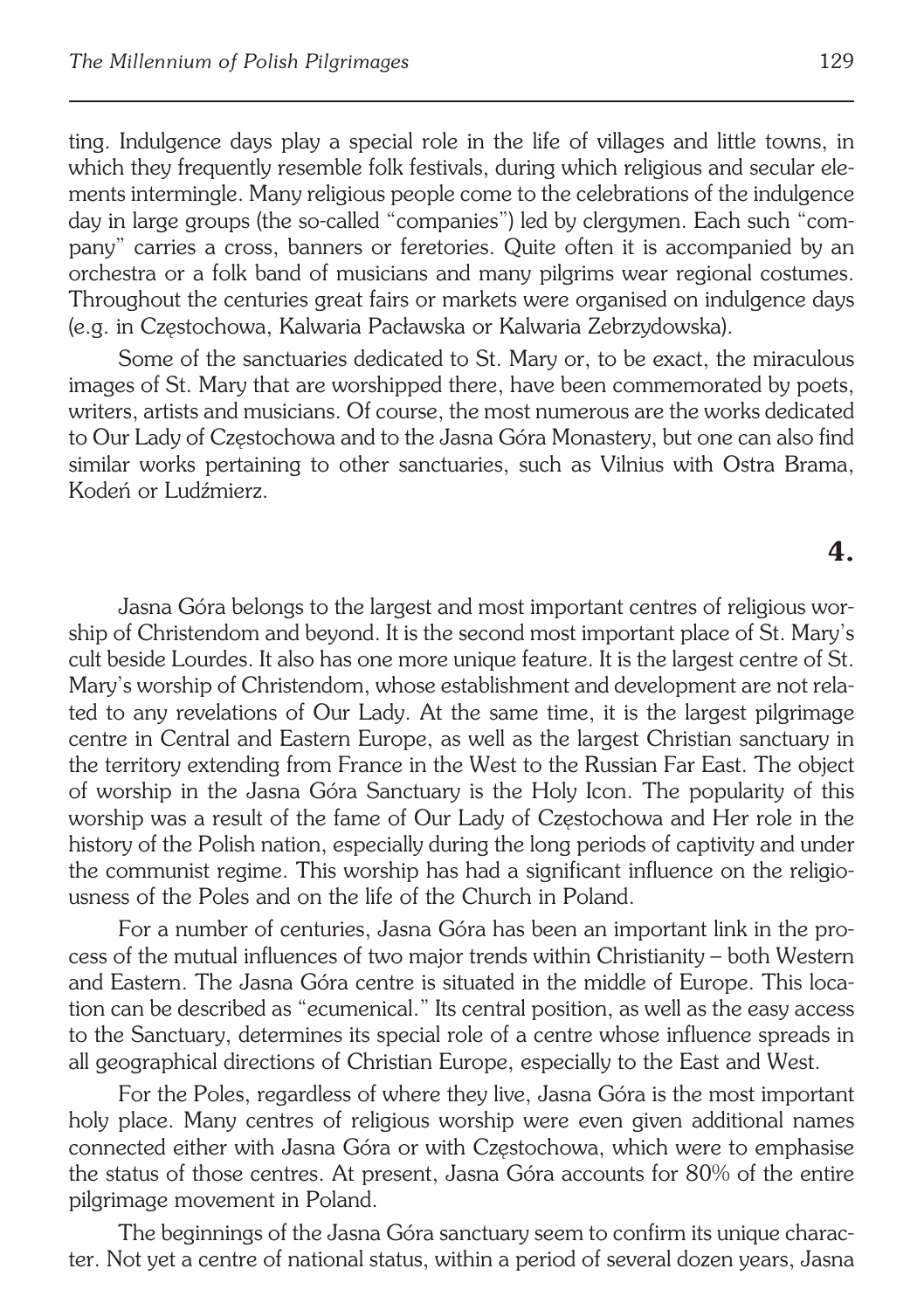ting. Indulgence days play a special role in the life of villages and little towns, in which they frequently resemble folk festivals, during which religious and secular elements intermingle. Many religious people come to the celebrations of the indulgence day in large groups (the so-called "companies") led by clergymen. Each such "company" carries a cross, banners or feretories. Quite often it is accompanied by an orchestra or a folk band of musicians and many pilgrims wear regional costumes. Throughout the centuries great fairs or markets were organised on indulgence days (e.g. in Częstochowa, Kalwaria Pacławska or Kalwaria Zebrzydowska).

Some of the sanctuaries dedicated to St. Mary or, to be exact, the miraculous images of St. Mary that are worshipped there, have been commemorated by poets, writers, artists and musicians. Of course, the most numerous are the works dedicated to Our Lady of Częstochowa and to the Jasna Góra Monastery, but one can also find similar works pertaining to other sanctuaries, such as Vilnius with Ostra Brama, Kodeń or Ludźmierz.

## 4.

Jasna Góra belongs to the largest and most important centres of religious worship of Christendom and beyond. It is the second most important place of St. Mary's cult beside Lourdes. It also has one more unique feature. It is the largest centre of St. Mary's worship of Christendom, whose establishment and development are not related to any revelations of Our Lady. At the same time, it is the largest pilgrimage centre in Central and Eastern Europe, as well as the largest Christian sanctuary in the territory extending from France in the West to the Russian Far East. The object of worship in the Jasna Góra Sanctuary is the Holy Icon. The popularity of this worship was a result of the fame of Our Lady of Częstochowa and Her role in the history of the Polish nation, especially during the long periods of captivity and under the communist regime. This worship has had a significant influence on the religiousness of the Poles and on the life of the Church in Poland.

For a number of centuries, Jasna Góra has been an important link in the process of the mutual influences of two major trends within Christianity – both Western and Eastern. The Jasna Góra centre is situated in the middle of Europe. This location can be described as "ecumenical." Its central position, as well as the easy access to the Sanctuary, determines its special role of a centre whose influence spreads in all geographical directions of Christian Europe, especially to the East and West.

For the Poles, regardless of where they live, Jasna Góra is the most important holy place. Many centres of religious worship were even given additional names connected either with Jasna Góra or with Częstochowa, which were to emphasise the status of those centres. At present, Jasna Góra accounts for 80% of the entire pilgrimage movement in Poland.

The beginnings of the Jasna Góra sanctuary seem to confirm its unique character. Not yet a centre of national status, within a period of several dozen years, Jasna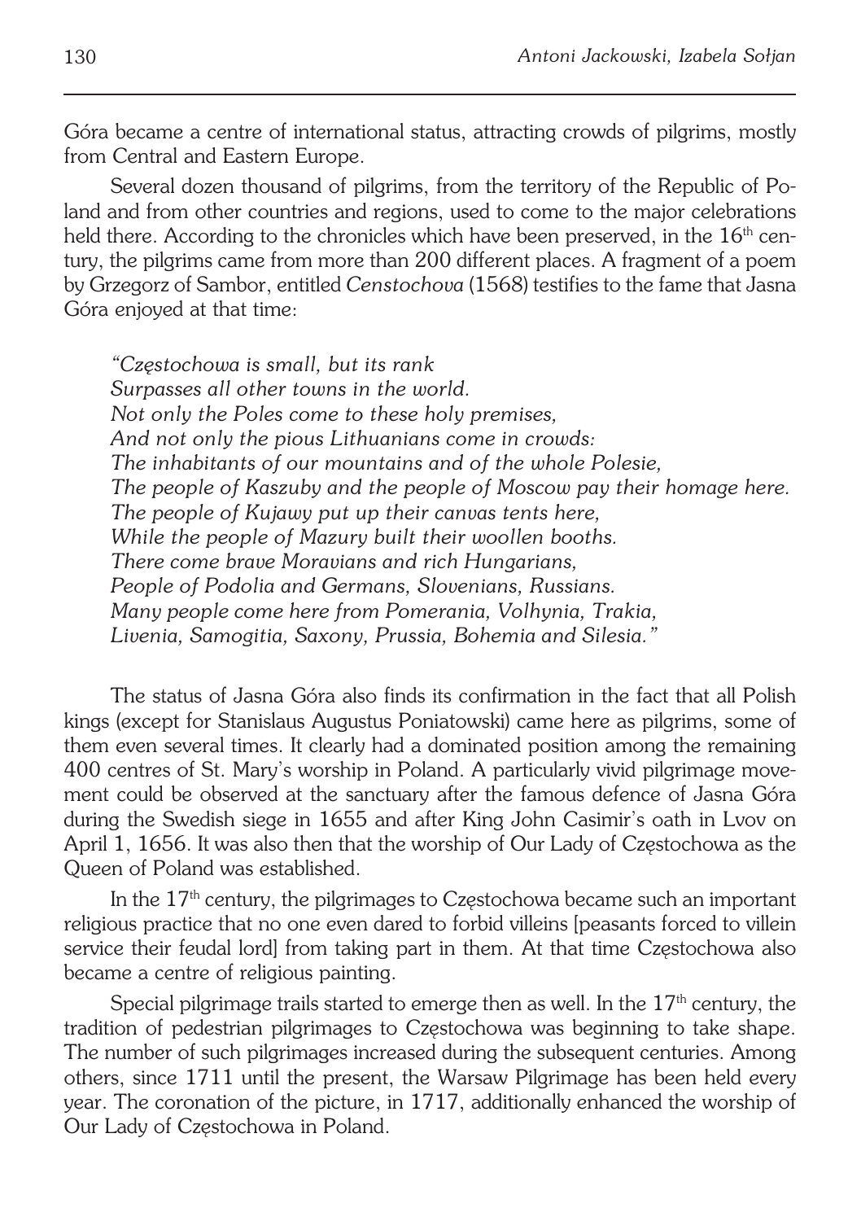Góra became a centre of international status, attracting crowds of pilgrims, mostly from Central and Eastern Europe.

Several dozen thousand of pilgrims, from the territory of the Republic of Poland and from other countries and regions, used to come to the major celebrations held there. According to the chronicles which have been preserved, in the 16th century, the pilgrims came from more than 200 different places. A fragment of a poem by Grzegorz of Sambor, entitled *Censtochova* (1568) testifies to the fame that Jasna Góra enjoyed at that time:

> *"Częstochowa is small, but its rank*
> *Surpasses all other towns in the world.*
> *Not only the Poles come to these holy premises,*
> *And not only the pious Lithuanians come in crowds:*
> *The inhabitants of our mountains and of the whole Polesie,*
> *The people of Kaszuby and the people of Moscow pay their homage here.*
> *The people of Kujawy put up their canvas tents here,*
> *While the people of Mazury built their woollen booths.*
> *There come brave Moravians and rich Hungarians,*
> *People of Podolia and Germans, Slovenians, Russians.*
> *Many people come here from Pomerania, Volhynia, Trakia,*
> *Livenia, Samogitia, Saxony, Prussia, Bohemia and Silesia."*

The status of Jasna Góra also finds its confirmation in the fact that all Polish kings (except for Stanislaus Augustus Poniatowski) came here as pilgrims, some of them even several times. It clearly had a dominated position among the remaining 400 centres of St. Mary's worship in Poland. A particularly vivid pilgrimage movement could be observed at the sanctuary after the famous defence of Jasna Góra during the Swedish siege in 1655 and after King John Casimir's oath in Lvov on April 1, 1656. It was also then that the worship of Our Lady of Częstochowa as the Queen of Poland was established.

In the 17th century, the pilgrimages to Częstochowa became such an important religious practice that no one even dared to forbid villeins [peasants forced to villein service their feudal lord] from taking part in them. At that time Częstochowa also became a centre of religious painting.

Special pilgrimage trails started to emerge then as well. In the 17th century, the tradition of pedestrian pilgrimages to Częstochowa was beginning to take shape. The number of such pilgrimages increased during the subsequent centuries. Among others, since 1711 until the present, the Warsaw Pilgrimage has been held every year. The coronation of the picture, in 1717, additionally enhanced the worship of Our Lady of Częstochowa in Poland.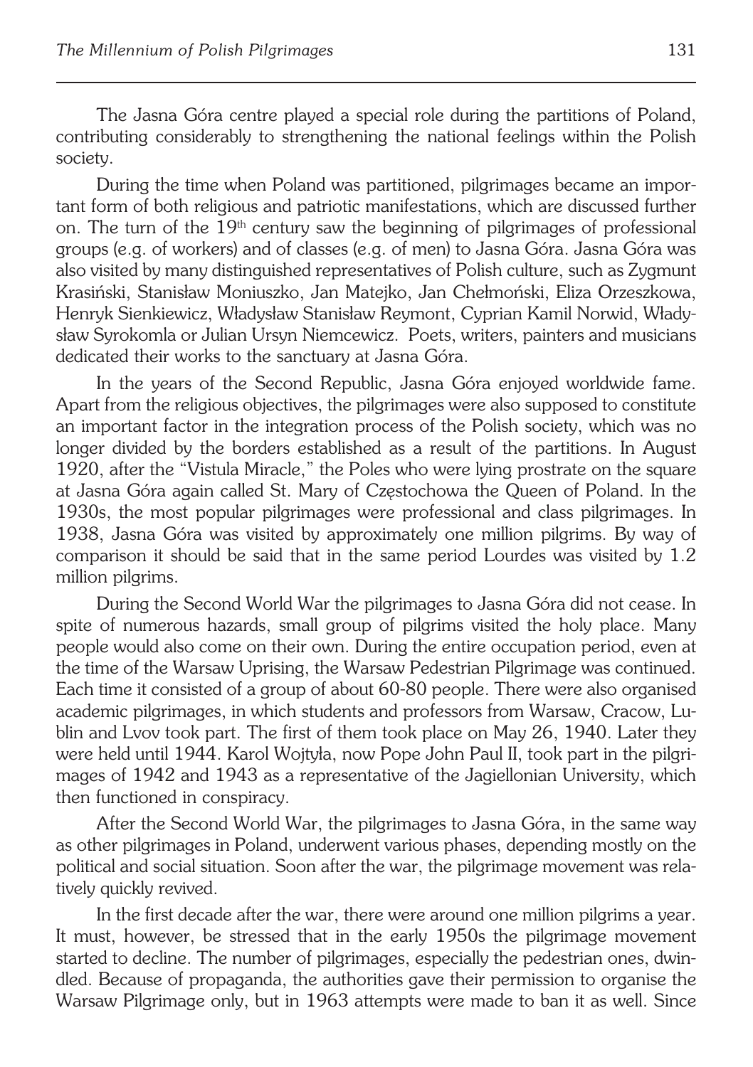The Jasna Góra centre played a special role during the partitions of Poland, contributing considerably to strengthening the national feelings within the Polish society.

During the time when Poland was partitioned, pilgrimages became an important form of both religious and patriotic manifestations, which are discussed further on. The turn of the 19th century saw the beginning of pilgrimages of professional groups (e.g. of workers) and of classes (e.g. of men) to Jasna Góra. Jasna Góra was also visited by many distinguished representatives of Polish culture, such as Zygmunt Krasiński, Stanisław Moniuszko, Jan Matejko, Jan Chełmoński, Eliza Orzeszkowa, Henryk Sienkiewicz, Władysław Stanisław Reymont, Cyprian Kamil Norwid, Władysław Syrokomla or Julian Ursyn Niemcewicz. Poets, writers, painters and musicians dedicated their works to the sanctuary at Jasna Góra.

In the years of the Second Republic, Jasna Góra enjoyed worldwide fame. Apart from the religious objectives, the pilgrimages were also supposed to constitute an important factor in the integration process of the Polish society, which was no longer divided by the borders established as a result of the partitions. In August 1920, after the "Vistula Miracle," the Poles who were lying prostrate on the square at Jasna Góra again called St. Mary of Częstochowa the Queen of Poland. In the 1930s, the most popular pilgrimages were professional and class pilgrimages. In 1938, Jasna Góra was visited by approximately one million pilgrims. By way of comparison it should be said that in the same period Lourdes was visited by 1.2 million pilgrims.

During the Second World War the pilgrimages to Jasna Góra did not cease. In spite of numerous hazards, small group of pilgrims visited the holy place. Many people would also come on their own. During the entire occupation period, even at the time of the Warsaw Uprising, the Warsaw Pedestrian Pilgrimage was continued. Each time it consisted of a group of about 60-80 people. There were also organised academic pilgrimages, in which students and professors from Warsaw, Cracow, Lublin and Lvov took part. The first of them took place on May 26, 1940. Later they were held until 1944. Karol Wojtyła, now Pope John Paul II, took part in the pilgrimages of 1942 and 1943 as a representative of the Jagiellonian University, which then functioned in conspiracy.

After the Second World War, the pilgrimages to Jasna Góra, in the same way as other pilgrimages in Poland, underwent various phases, depending mostly on the political and social situation. Soon after the war, the pilgrimage movement was relatively quickly revived.

In the first decade after the war, there were around one million pilgrims a year. It must, however, be stressed that in the early 1950s the pilgrimage movement started to decline. The number of pilgrimages, especially the pedestrian ones, dwindled. Because of propaganda, the authorities gave their permission to organise the Warsaw Pilgrimage only, but in 1963 attempts were made to ban it as well. Since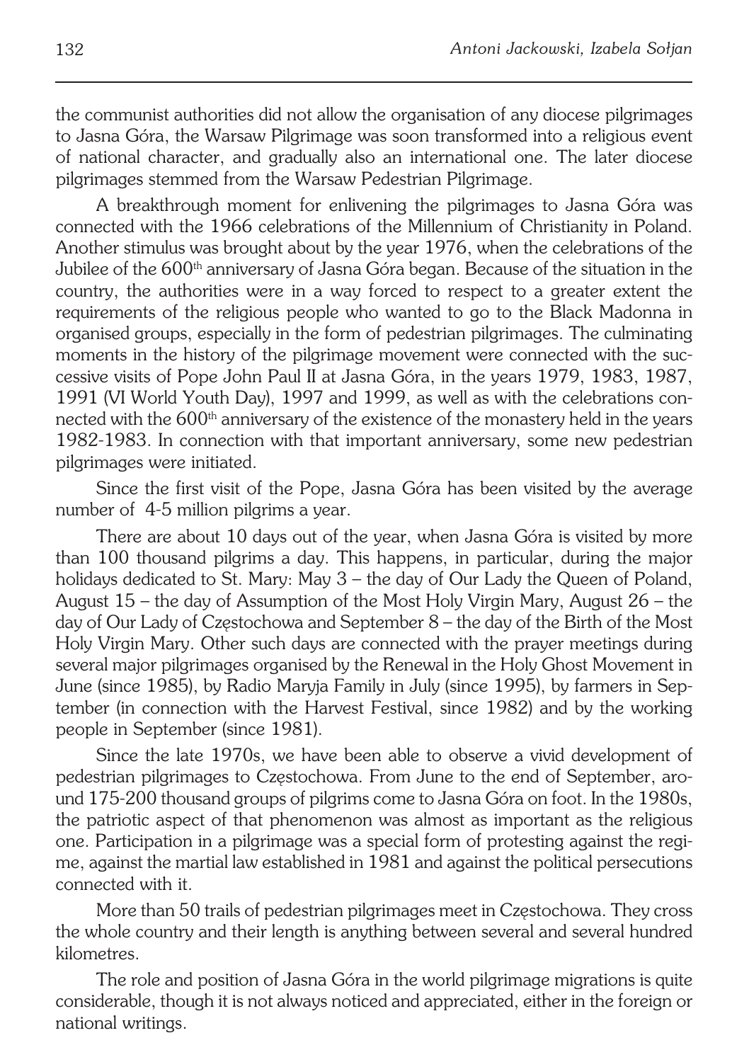the communist authorities did not allow the organisation of any diocese pilgrimages to Jasna Góra, the Warsaw Pilgrimage was soon transformed into a religious event of national character, and gradually also an international one. The later diocese pilgrimages stemmed from the Warsaw Pedestrian Pilgrimage.

A breakthrough moment for enlivening the pilgrimages to Jasna Góra was connected with the 1966 celebrations of the Millennium of Christianity in Poland. Another stimulus was brought about by the year 1976, when the celebrations of the Jubilee of the 600th anniversary of Jasna Góra began. Because of the situation in the country, the authorities were in a way forced to respect to a greater extent the requirements of the religious people who wanted to go to the Black Madonna in organised groups, especially in the form of pedestrian pilgrimages. The culminating moments in the history of the pilgrimage movement were connected with the successive visits of Pope John Paul II at Jasna Góra, in the years 1979, 1983, 1987, 1991 (VI World Youth Day), 1997 and 1999, as well as with the celebrations connected with the 600th anniversary of the existence of the monastery held in the years 1982-1983. In connection with that important anniversary, some new pedestrian pilgrimages were initiated.

Since the first visit of the Pope, Jasna Góra has been visited by the average number of 4-5 million pilgrims a year.

There are about 10 days out of the year, when Jasna Góra is visited by more than 100 thousand pilgrims a day. This happens, in particular, during the major holidays dedicated to St. Mary: May 3 – the day of Our Lady the Queen of Poland, August 15 – the day of Assumption of the Most Holy Virgin Mary, August 26 – the day of Our Lady of Częstochowa and September 8 – the day of the Birth of the Most Holy Virgin Mary. Other such days are connected with the prayer meetings during several major pilgrimages organised by the Renewal in the Holy Ghost Movement in June (since 1985), by Radio Maryja Family in July (since 1995), by farmers in September (in connection with the Harvest Festival, since 1982) and by the working people in September (since 1981).

Since the late 1970s, we have been able to observe a vivid development of pedestrian pilgrimages to Częstochowa. From June to the end of September, around 175-200 thousand groups of pilgrims come to Jasna Góra on foot. In the 1980s, the patriotic aspect of that phenomenon was almost as important as the religious one. Participation in a pilgrimage was a special form of protesting against the regime, against the martial law established in 1981 and against the political persecutions connected with it.

More than 50 trails of pedestrian pilgrimages meet in Częstochowa. They cross the whole country and their length is anything between several and several hundred kilometres.

The role and position of Jasna Góra in the world pilgrimage migrations is quite considerable, though it is not always noticed and appreciated, either in the foreign or national writings.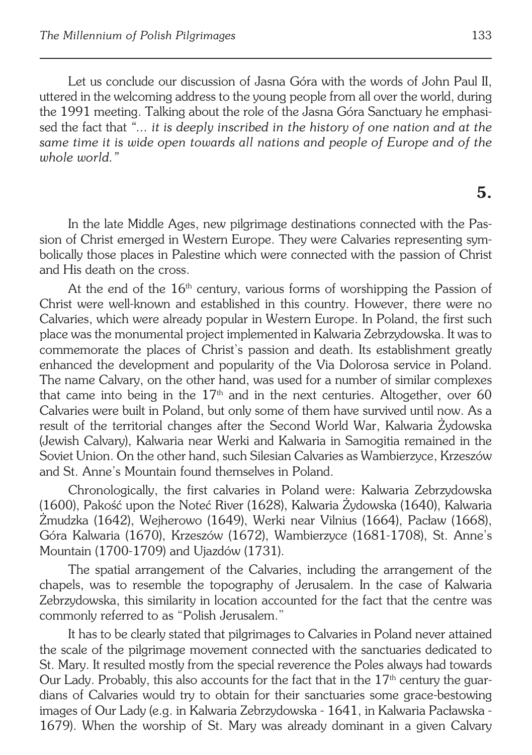Let us conclude our discussion of Jasna Góra with the words of John Paul II, uttered in the welcoming address to the young people from all over the world, during the 1991 meeting. Talking about the role of the Jasna Góra Sanctuary he emphasised the fact that *"... it is deeply inscribed in the history of one nation and at the same time it is wide open towards all nations and people of Europe and of the whole world."*

## 5.

In the late Middle Ages, new pilgrimage destinations connected with the Passion of Christ emerged in Western Europe. They were Calvaries representing symbolically those places in Palestine which were connected with the passion of Christ and His death on the cross.

At the end of the 16th century, various forms of worshipping the Passion of Christ were well-known and established in this country. However, there were no Calvaries, which were already popular in Western Europe. In Poland, the first such place was the monumental project implemented in Kalwaria Zebrzydowska. It was to commemorate the places of Christ's passion and death. Its establishment greatly enhanced the development and popularity of the Via Dolorosa service in Poland. The name Calvary, on the other hand, was used for a number of similar complexes that came into being in the 17th and in the next centuries. Altogether, over 60 Calvaries were built in Poland, but only some of them have survived until now. As a result of the territorial changes after the Second World War, Kalwaria Żydowska (Jewish Calvary), Kalwaria near Werki and Kalwaria in Samogitia remained in the Soviet Union. On the other hand, such Silesian Calvaries as Wambierzyce, Krzeszów and St. Anne's Mountain found themselves in Poland.

Chronologically, the first calvaries in Poland were: Kalwaria Zebrzydowska (1600), Pakość upon the Noteć River (1628), Kalwaria Żydowska (1640), Kalwaria Żmudzka (1642), Wejherowo (1649), Werki near Vilnius (1664), Pacław (1668), Góra Kalwaria (1670), Krzeszów (1672), Wambierzyce (1681-1708), St. Anne's Mountain (1700-1709) and Ujazdów (1731).

The spatial arrangement of the Calvaries, including the arrangement of the chapels, was to resemble the topography of Jerusalem. In the case of Kalwaria Zebrzydowska, this similarity in location accounted for the fact that the centre was commonly referred to as "Polish Jerusalem."

It has to be clearly stated that pilgrimages to Calvaries in Poland never attained the scale of the pilgrimage movement connected with the sanctuaries dedicated to St. Mary. It resulted mostly from the special reverence the Poles always had towards Our Lady. Probably, this also accounts for the fact that in the 17th century the guardians of Calvaries would try to obtain for their sanctuaries some grace-bestowing images of Our Lady (e.g. in Kalwaria Zebrzydowska - 1641, in Kalwaria Pacławska - 1679). When the worship of St. Mary was already dominant in a given Calvary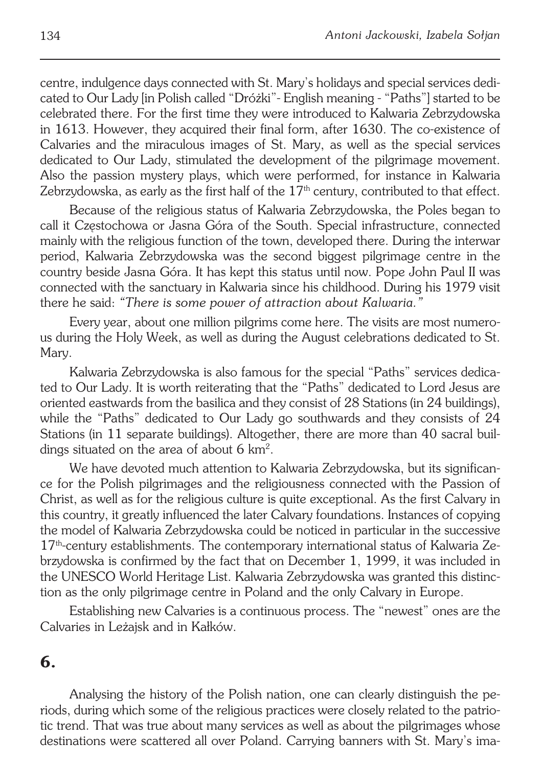centre, indulgence days connected with St. Mary's holidays and special services dedicated to Our Lady [in Polish called "Dróżki"- English meaning - "Paths"] started to be celebrated there. For the first time they were introduced to Kalwaria Zebrzydowska in 1613. However, they acquired their final form, after 1630. The co-existence of Calvaries and the miraculous images of St. Mary, as well as the special services dedicated to Our Lady, stimulated the development of the pilgrimage movement. Also the passion mystery plays, which were performed, for instance in Kalwaria Zebrzydowska, as early as the first half of the 17th century, contributed to that effect.

Because of the religious status of Kalwaria Zebrzydowska, the Poles began to call it Częstochowa or Jasna Góra of the South. Special infrastructure, connected mainly with the religious function of the town, developed there. During the interwar period, Kalwaria Zebrzydowska was the second biggest pilgrimage centre in the country beside Jasna Góra. It has kept this status until now. Pope John Paul II was connected with the sanctuary in Kalwaria since his childhood. During his 1979 visit there he said: *"There is some power of attraction about Kalwaria."*

Every year, about one million pilgrims come here. The visits are most numerous during the Holy Week, as well as during the August celebrations dedicated to St. Mary.

Kalwaria Zebrzydowska is also famous for the special "Paths" services dedicated to Our Lady. It is worth reiterating that the "Paths" dedicated to Lord Jesus are oriented eastwards from the basilica and they consist of 28 Stations (in 24 buildings), while the "Paths" dedicated to Our Lady go southwards and they consists of 24 Stations (in 11 separate buildings). Altogether, there are more than 40 sacral buildings situated on the area of about 6 km$^2$.

We have devoted much attention to Kalwaria Zebrzydowska, but its significance for the Polish pilgrimages and the religiousness connected with the Passion of Christ, as well as for the religious culture is quite exceptional. As the first Calvary in this country, it greatly influenced the later Calvary foundations. Instances of copying the model of Kalwaria Zebrzydowska could be noticed in particular in the successive 17th-century establishments. The contemporary international status of Kalwaria Zebrzydowska is confirmed by the fact that on December 1, 1999, it was included in the UNESCO World Heritage List. Kalwaria Zebrzydowska was granted this distinction as the only pilgrimage centre in Poland and the only Calvary in Europe.

Establishing new Calvaries is a continuous process. The "newest" ones are the Calvaries in Leżajsk and in Kałków.

## 6.

Analysing the history of the Polish nation, one can clearly distinguish the periods, during which some of the religious practices were closely related to the patriotic trend. That was true about many services as well as about the pilgrimages whose destinations were scattered all over Poland. Carrying banners with St. Mary's ima-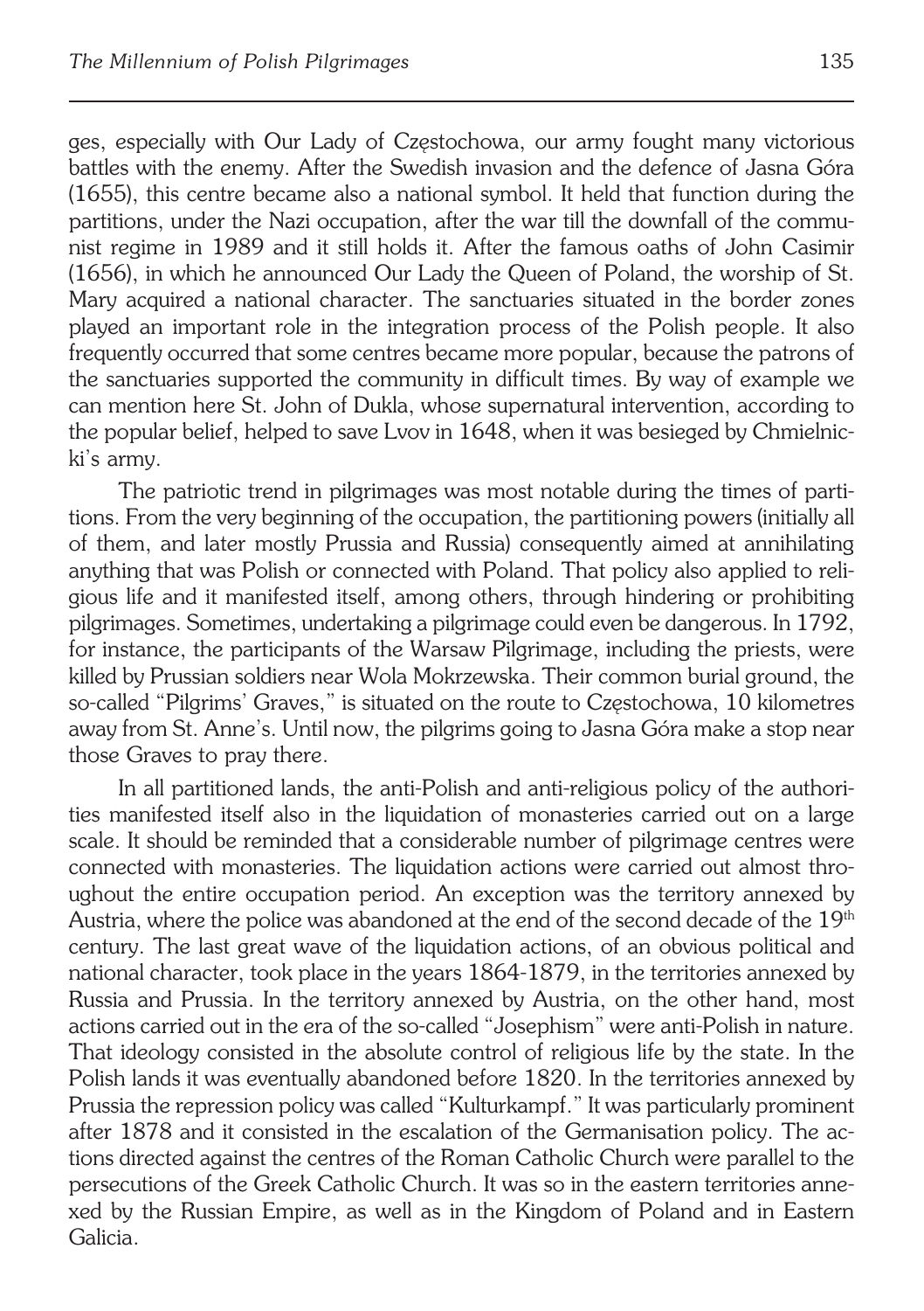ges, especially with Our Lady of Częstochowa, our army fought many victorious battles with the enemy. After the Swedish invasion and the defence of Jasna Góra (1655), this centre became also a national symbol. It held that function during the partitions, under the Nazi occupation, after the war till the downfall of the communist regime in 1989 and it still holds it. After the famous oaths of John Casimir (1656), in which he announced Our Lady the Queen of Poland, the worship of St. Mary acquired a national character. The sanctuaries situated in the border zones played an important role in the integration process of the Polish people. It also frequently occurred that some centres became more popular, because the patrons of the sanctuaries supported the community in difficult times. By way of example we can mention here St. John of Dukla, whose supernatural intervention, according to the popular belief, helped to save Lvov in 1648, when it was besieged by Chmielnicki's army.

The patriotic trend in pilgrimages was most notable during the times of partitions. From the very beginning of the occupation, the partitioning powers (initially all of them, and later mostly Prussia and Russia) consequently aimed at annihilating anything that was Polish or connected with Poland. That policy also applied to religious life and it manifested itself, among others, through hindering or prohibiting pilgrimages. Sometimes, undertaking a pilgrimage could even be dangerous. In 1792, for instance, the participants of the Warsaw Pilgrimage, including the priests, were killed by Prussian soldiers near Wola Mokrzewska. Their common burial ground, the so-called "Pilgrims' Graves," is situated on the route to Częstochowa, 10 kilometres away from St. Anne's. Until now, the pilgrims going to Jasna Góra make a stop near those Graves to pray there.

In all partitioned lands, the anti-Polish and anti-religious policy of the authorities manifested itself also in the liquidation of monasteries carried out on a large scale. It should be reminded that a considerable number of pilgrimage centres were connected with monasteries. The liquidation actions were carried out almost throughout the entire occupation period. An exception was the territory annexed by Austria, where the police was abandoned at the end of the second decade of the 19th century. The last great wave of the liquidation actions, of an obvious political and national character, took place in the years 1864-1879, in the territories annexed by Russia and Prussia. In the territory annexed by Austria, on the other hand, most actions carried out in the era of the so-called "Josephism" were anti-Polish in nature. That ideology consisted in the absolute control of religious life by the state. In the Polish lands it was eventually abandoned before 1820. In the territories annexed by Prussia the repression policy was called "Kulturkampf." It was particularly prominent after 1878 and it consisted in the escalation of the Germanisation policy. The actions directed against the centres of the Roman Catholic Church were parallel to the persecutions of the Greek Catholic Church. It was so in the eastern territories annexed by the Russian Empire, as well as in the Kingdom of Poland and in Eastern Galicia.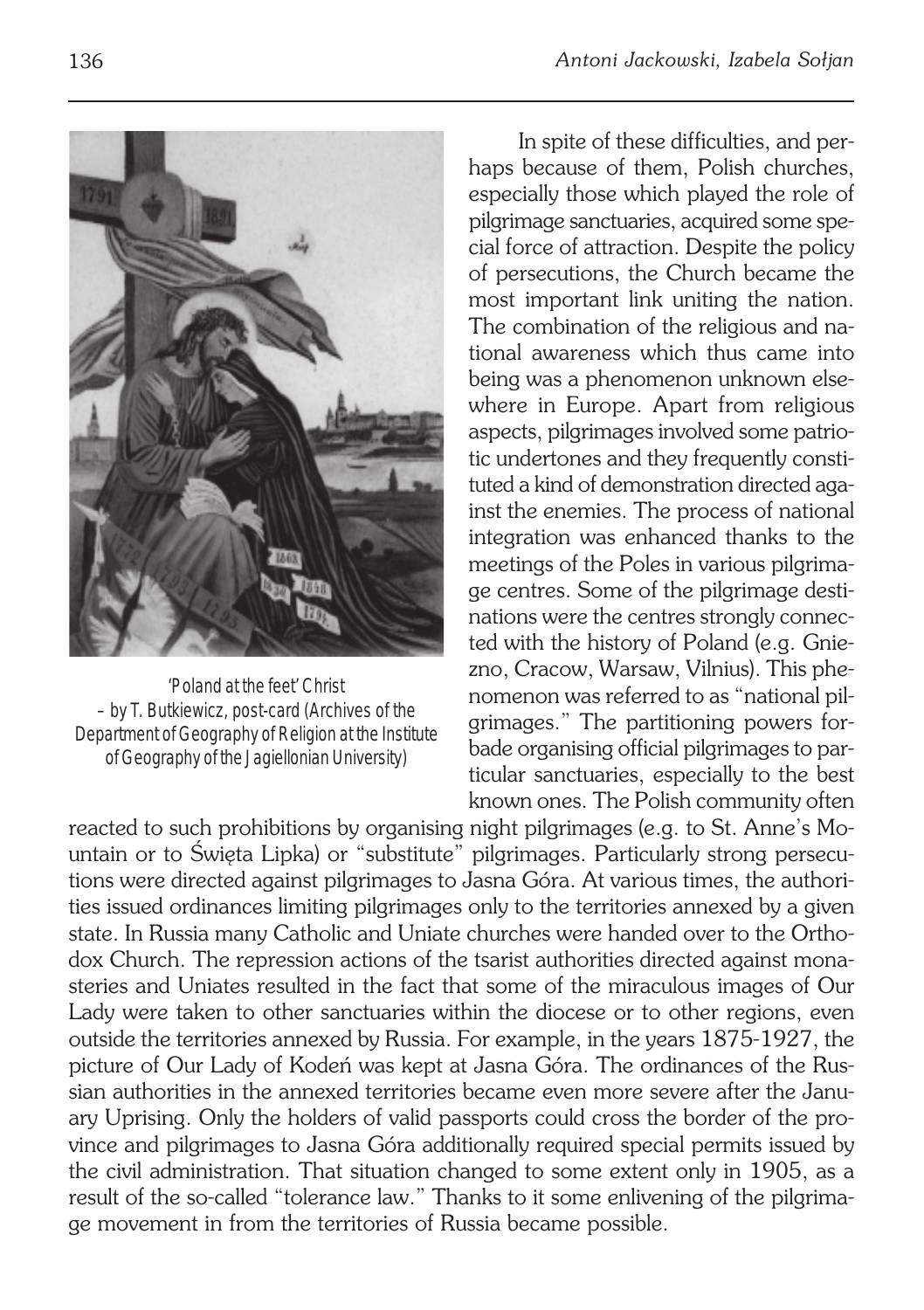'Poland at the feet' Christ – by T. Butkiewicz, post-card (Archives of the Department of Geography of Religion at the Institute of Geography of the Jagiellonian University)

In spite of these difficulties, and perhaps because of them, Polish churches, especially those which played the role of pilgrimage sanctuaries, acquired some special force of attraction. Despite the policy of persecutions, the Church became the most important link uniting the nation. The combination of the religious and national awareness which thus came into being was a phenomenon unknown elsewhere in Europe. Apart from religious aspects, pilgrimages involved some patriotic undertones and they frequently constituted a kind of demonstration directed against the enemies. The process of national integration was enhanced thanks to the meetings of the Poles in various pilgrimage centres. Some of the pilgrimage destinations were the centres strongly connected with the history of Poland (e.g. Gniezno, Cracow, Warsaw, Vilnius). This phenomenon was referred to as "national pilgrimages." The partitioning powers forbade organising official pilgrimages to particular sanctuaries, especially to the best known ones. The Polish community often reacted to such prohibitions by organising night pilgrimages (e.g. to St. Anne's Mountain or to Święta Lipka) or "substitute" pilgrimages. Particularly strong persecutions were directed against pilgrimages to Jasna Góra. At various times, the authorities issued ordinances limiting pilgrimages only to the territories annexed by a given state. In Russia many Catholic and Uniate churches were handed over to the Orthodox Church. The repression actions of the tsarist authorities directed against monasteries and Uniates resulted in the fact that some of the miraculous images of Our Lady were taken to other sanctuaries within the diocese or to other regions, even outside the territories annexed by Russia. For example, in the years 1875-1927, the picture of Our Lady of Kodeń was kept at Jasna Góra. The ordinances of the Russian authorities in the annexed territories became even more severe after the January Uprising. Only the holders of valid passports could cross the border of the province and pilgrimages to Jasna Góra additionally required special permits issued by the civil administration. That situation changed to some extent only in 1905, as a result of the so-called "tolerance law." Thanks to it some enlivening of the pilgrimage movement in from the territories of Russia became possible.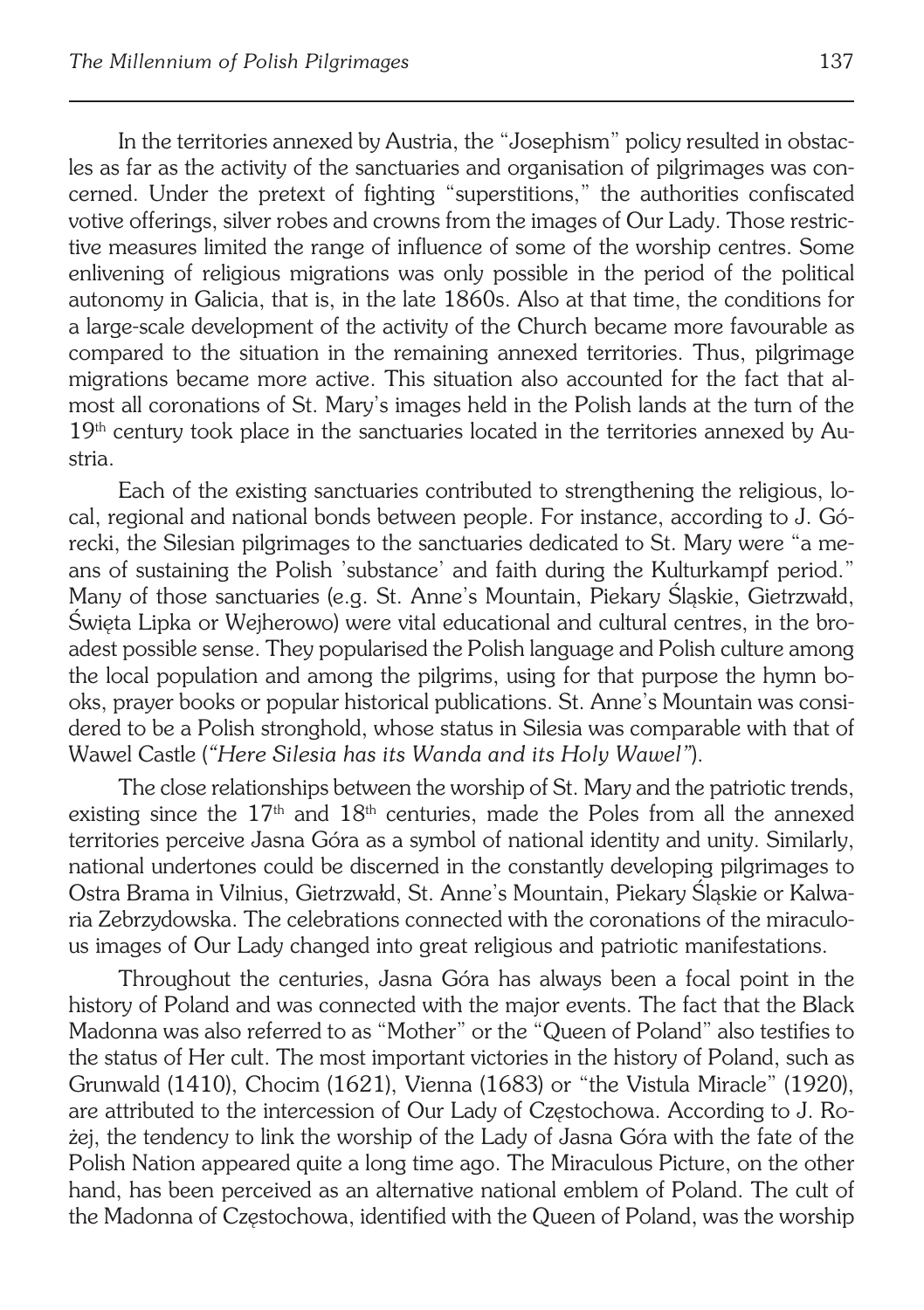In the territories annexed by Austria, the "Josephism" policy resulted in obstacles as far as the activity of the sanctuaries and organisation of pilgrimages was concerned. Under the pretext of fighting "superstitions," the authorities confiscated votive offerings, silver robes and crowns from the images of Our Lady. Those restrictive measures limited the range of influence of some of the worship centres. Some enlivening of religious migrations was only possible in the period of the political autonomy in Galicia, that is, in the late 1860s. Also at that time, the conditions for a large-scale development of the activity of the Church became more favourable as compared to the situation in the remaining annexed territories. Thus, pilgrimage migrations became more active. This situation also accounted for the fact that almost all coronations of St. Mary's images held in the Polish lands at the turn of the 19th century took place in the sanctuaries located in the territories annexed by Austria.

Each of the existing sanctuaries contributed to strengthening the religious, local, regional and national bonds between people. For instance, according to J. Górecki, the Silesian pilgrimages to the sanctuaries dedicated to St. Mary were "a means of sustaining the Polish 'substance' and faith during the Kulturkampf period." Many of those sanctuaries (e.g. St. Anne's Mountain, Piekary Śląskie, Gietrzwałd, Święta Lipka or Wejherowo) were vital educational and cultural centres, in the broadest possible sense. They popularised the Polish language and Polish culture among the local population and among the pilgrims, using for that purpose the hymn books, prayer books or popular historical publications. St. Anne's Mountain was considered to be a Polish stronghold, whose status in Silesia was comparable with that of Wawel Castle (*"Here Silesia has its Wanda and its Holy Wawel"*).

The close relationships between the worship of St. Mary and the patriotic trends, existing since the 17th and 18th centuries, made the Poles from all the annexed territories perceive Jasna Góra as a symbol of national identity and unity. Similarly, national undertones could be discerned in the constantly developing pilgrimages to Ostra Brama in Vilnius, Gietrzwałd, St. Anne's Mountain, Piekary Śląskie or Kalwaria Zebrzydowska. The celebrations connected with the coronations of the miraculous images of Our Lady changed into great religious and patriotic manifestations.

Throughout the centuries, Jasna Góra has always been a focal point in the history of Poland and was connected with the major events. The fact that the Black Madonna was also referred to as "Mother" or the "Queen of Poland" also testifies to the status of Her cult. The most important victories in the history of Poland, such as Grunwald (1410), Chocim (1621), Vienna (1683) or "the Vistula Miracle" (1920), are attributed to the intercession of Our Lady of Częstochowa. According to J. Rożej, the tendency to link the worship of the Lady of Jasna Góra with the fate of the Polish Nation appeared quite a long time ago. The Miraculous Picture, on the other hand, has been perceived as an alternative national emblem of Poland. The cult of the Madonna of Częstochowa, identified with the Queen of Poland, was the worship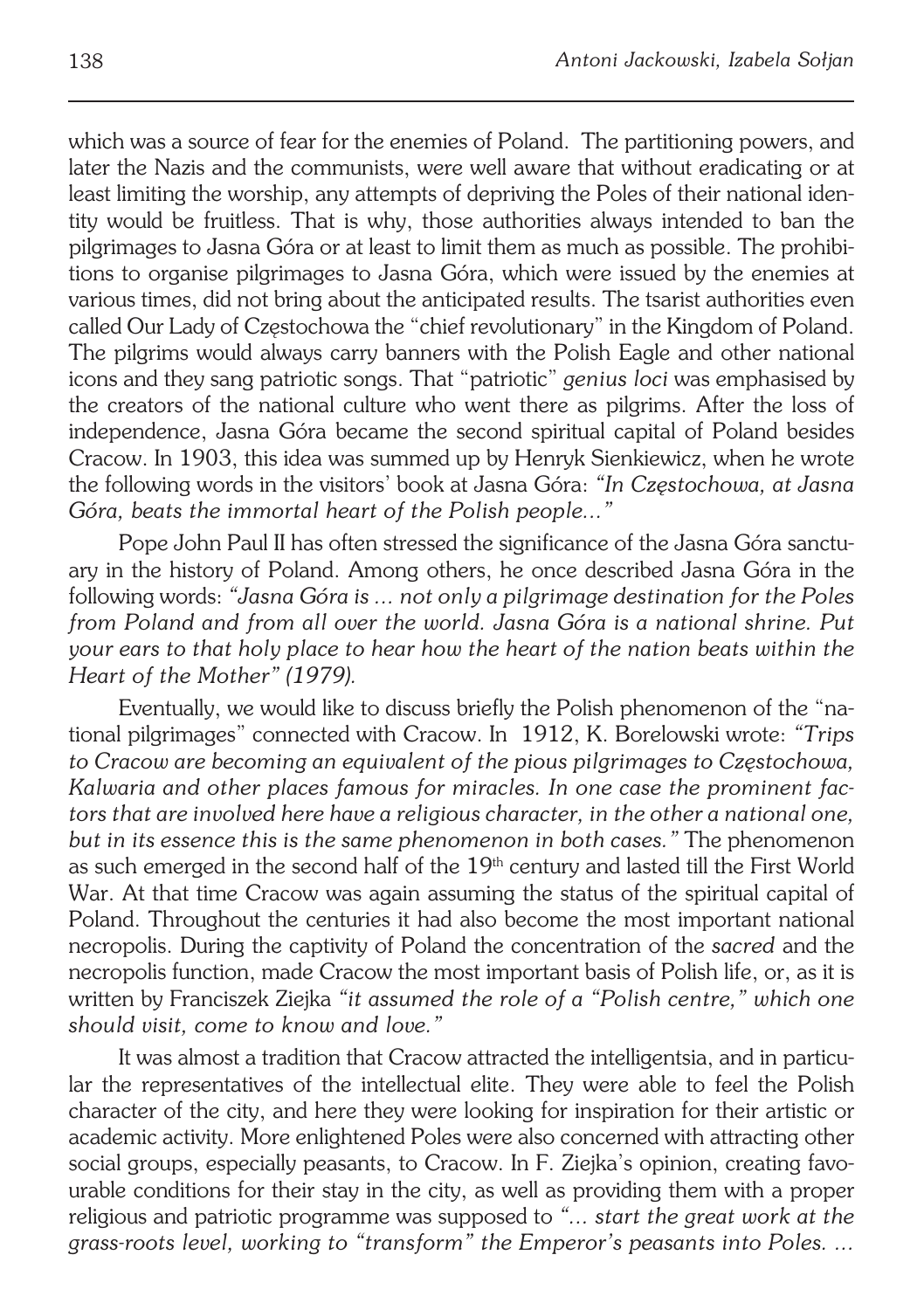which was a source of fear for the enemies of Poland. The partitioning powers, and later the Nazis and the communists, were well aware that without eradicating or at least limiting the worship, any attempts of depriving the Poles of their national identity would be fruitless. That is why, those authorities always intended to ban the pilgrimages to Jasna Góra or at least to limit them as much as possible. The prohibitions to organise pilgrimages to Jasna Góra, which were issued by the enemies at various times, did not bring about the anticipated results. The tsarist authorities even called Our Lady of Częstochowa the "chief revolutionary" in the Kingdom of Poland. The pilgrims would always carry banners with the Polish Eagle and other national icons and they sang patriotic songs. That "patriotic" *genius loci* was emphasised by the creators of the national culture who went there as pilgrims. After the loss of independence, Jasna Góra became the second spiritual capital of Poland besides Cracow. In 1903, this idea was summed up by Henryk Sienkiewicz, when he wrote the following words in the visitors' book at Jasna Góra: *"In Częstochowa, at Jasna Góra, beats the immortal heart of the Polish people..."*

Pope John Paul II has often stressed the significance of the Jasna Góra sanctuary in the history of Poland. Among others, he once described Jasna Góra in the following words: *"Jasna Góra is ... not only a pilgrimage destination for the Poles from Poland and from all over the world. Jasna Góra is a national shrine. Put your ears to that holy place to hear how the heart of the nation beats within the Heart of the Mother" (1979).*

Eventually, we would like to discuss briefly the Polish phenomenon of the "national pilgrimages" connected with Cracow. In 1912, K. Borelowski wrote: *"Trips to Cracow are becoming an equivalent of the pious pilgrimages to Częstochowa, Kalwaria and other places famous for miracles. In one case the prominent factors that are involved here have a religious character, in the other a national one, but in its essence this is the same phenomenon in both cases."* The phenomenon as such emerged in the second half of the 19th century and lasted till the First World War. At that time Cracow was again assuming the status of the spiritual capital of Poland. Throughout the centuries it had also become the most important national necropolis. During the captivity of Poland the concentration of the *sacred* and the necropolis function, made Cracow the most important basis of Polish life, or, as it is written by Franciszek Ziejka *"it assumed the role of a "Polish centre," which one should visit, come to know and love."*

It was almost a tradition that Cracow attracted the intelligentsia, and in particular the representatives of the intellectual elite. They were able to feel the Polish character of the city, and here they were looking for inspiration for their artistic or academic activity. More enlightened Poles were also concerned with attracting other social groups, especially peasants, to Cracow. In F. Ziejka's opinion, creating favourable conditions for their stay in the city, as well as providing them with a proper religious and patriotic programme was supposed to *"... start the great work at the grass-roots level, working to "transform" the Emperor's peasants into Poles. ...*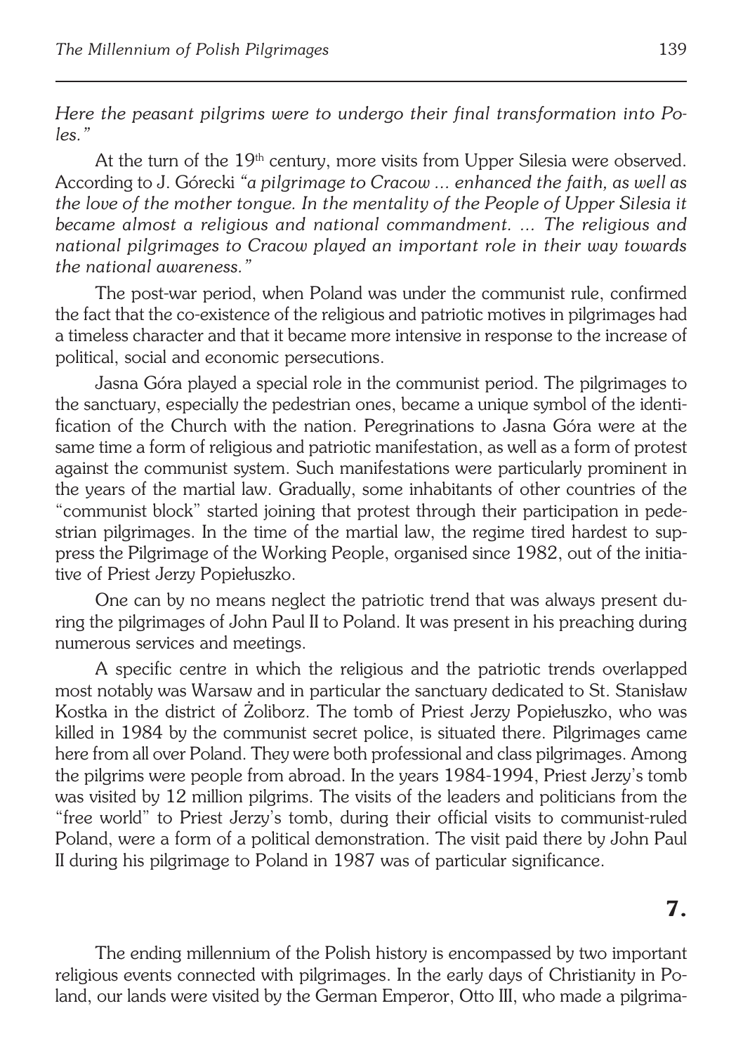*Here the peasant pilgrims were to undergo their final transformation into Poles."*

At the turn of the $19^{th}$ century, more visits from Upper Silesia were observed. According to J. Górecki *"a pilgrimage to Cracow ... enhanced the faith, as well as the love of the mother tongue. In the mentality of the People of Upper Silesia it became almost a religious and national commandment. ... The religious and national pilgrimages to Cracow played an important role in their way towards the national awareness."*

The post-war period, when Poland was under the communist rule, confirmed the fact that the co-existence of the religious and patriotic motives in pilgrimages had a timeless character and that it became more intensive in response to the increase of political, social and economic persecutions.

Jasna Góra played a special role in the communist period. The pilgrimages to the sanctuary, especially the pedestrian ones, became a unique symbol of the identification of the Church with the nation. Peregrinations to Jasna Góra were at the same time a form of religious and patriotic manifestation, as well as a form of protest against the communist system. Such manifestations were particularly prominent in the years of the martial law. Gradually, some inhabitants of other countries of the "communist block" started joining that protest through their participation in pedestrian pilgrimages. In the time of the martial law, the regime tired hardest to suppress the Pilgrimage of the Working People, organised since 1982, out of the initiative of Priest Jerzy Popiełuszko.

One can by no means neglect the patriotic trend that was always present during the pilgrimages of John Paul II to Poland. It was present in his preaching during numerous services and meetings.

A specific centre in which the religious and the patriotic trends overlapped most notably was Warsaw and in particular the sanctuary dedicated to St. Stanisław Kostka in the district of Żoliborz. The tomb of Priest Jerzy Popiełuszko, who was killed in 1984 by the communist secret police, is situated there. Pilgrimages came here from all over Poland. They were both professional and class pilgrimages. Among the pilgrims were people from abroad. In the years 1984-1994, Priest Jerzy's tomb was visited by 12 million pilgrims. The visits of the leaders and politicians from the "free world" to Priest Jerzy's tomb, during their official visits to communist-ruled Poland, were a form of a political demonstration. The visit paid there by John Paul II during his pilgrimage to Poland in 1987 was of particular significance.

## 7.

The ending millennium of the Polish history is encompassed by two important religious events connected with pilgrimages. In the early days of Christianity in Poland, our lands were visited by the German Emperor, Otto III, who made a pilgrima-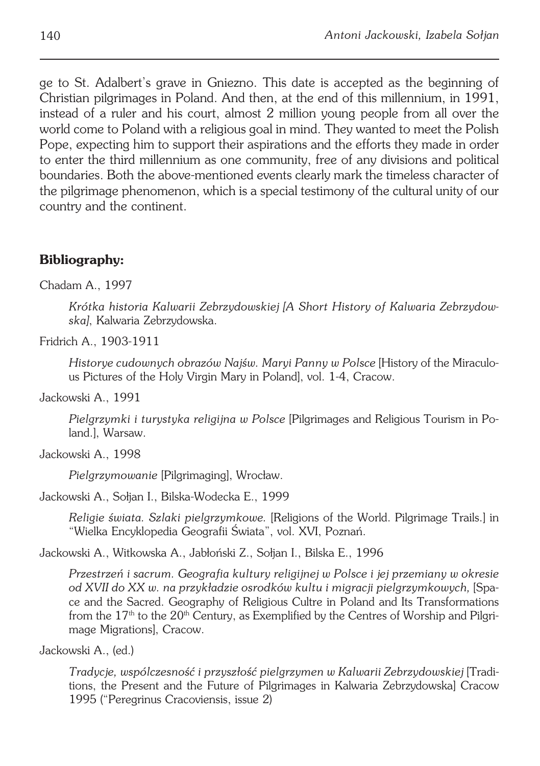ge to St. Adalbert's grave in Gniezno. This date is accepted as the beginning of Christian pilgrimages in Poland. And then, at the end of this millennium, in 1991, instead of a ruler and his court, almost 2 million young people from all over the world come to Poland with a religious goal in mind. They wanted to meet the Polish Pope, expecting him to support their aspirations and the efforts they made in order to enter the third millennium as one community, free of any divisions and political boundaries. Both the above-mentioned events clearly mark the timeless character of the pilgrimage phenomenon, which is a special testimony of the cultural unity of our country and the continent.

## Bibliography:

Chadam A., 1997

*Krótka historia Kalwarii Zebrzydowskiej [A Short History of Kalwaria Zebrzydowska]*, Kalwaria Zebrzydowska.

Fridrich A., 1903-1911

*Historye cudownych obrazów Najśw. Maryi Panny w Polsce* [History of the Miraculous Pictures of the Holy Virgin Mary in Poland], vol. 1-4, Cracow.

Jackowski A., 1991

*Pielgrzymki i turystyka religijna w Polsce* [Pilgrimages and Religious Tourism in Poland.], Warsaw.

Jackowski A., 1998

*Pielgrzymowanie* [Pilgrimaging], Wrocław.

Jackowski A., Sołjan I., Bilska-Wodecka E., 1999

*Religie świata. Szlaki pielgrzymkowe.* [Religions of the World. Pilgrimage Trails.] in "Wielka Encyklopedia Geografii Świata", vol. XVI, Poznań.

Jackowski A., Witkowska A., Jabłoński Z., Sołjan I., Bilska E., 1996

*Przestrzeń i sacrum. Geografia kultury religijnej w Polsce i jej przemiany w okresie od XVII do XX w. na przykładzie osrodków kultu i migracji pielgrzymkowych,* [Space and the Sacred. Geography of Religious Cultre in Poland and Its Transformations from the 17th to the 20th Century, as Exemplified by the Centres of Worship and Pilgrimage Migrations], Cracow.

Jackowski A., (ed.)

*Tradycje, współczesność i przyszłość pielgrzymen w Kalwarii Zebrzydowskiej* [Traditions, the Present and the Future of Pilgrimages in Kalwaria Zebrzydowska] Cracow 1995 ("Peregrinus Cracoviensis, issue 2)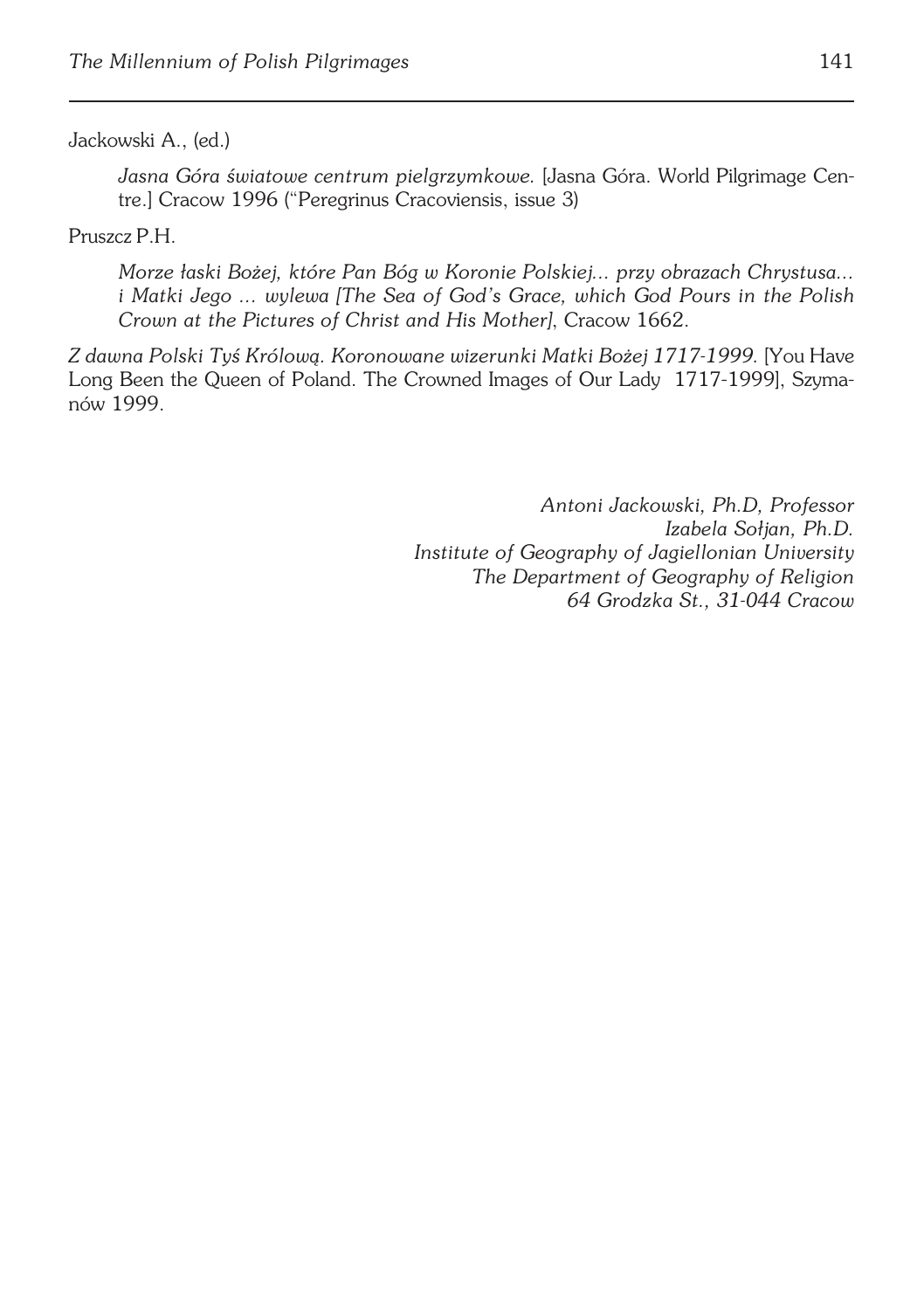Jackowski A., (ed.)

*Jasna Góra światowe centrum pielgrzymkowe.* [Jasna Góra. World Pilgrimage Centre.] Cracow 1996 ("Peregrinus Cracoviensis, issue 3)

Pruszcz P.H.

*Morze łaski Bożej, które Pan Bóg w Koronie Polskiej... przy obrazach Chrystusa... i Matki Jego ... wylewa [The Sea of God's Grace, which God Pours in the Polish Crown at the Pictures of Christ and His Mother]*, Cracow 1662.

*Z dawna Polski Tyś Królową. Koronowane wizerunki Matki Bożej 1717-1999.* [You Have Long Been the Queen of Poland. The Crowned Images of Our Lady 1717-1999], Szymanów 1999.

*Antoni Jackowski, Ph.D, Professor*
*Izabela Sołjan, Ph.D.*
*Institute of Geography of Jagiellonian University*
*The Department of Geography of Religion*
*64 Grodzka St., 31-044 Cracow*